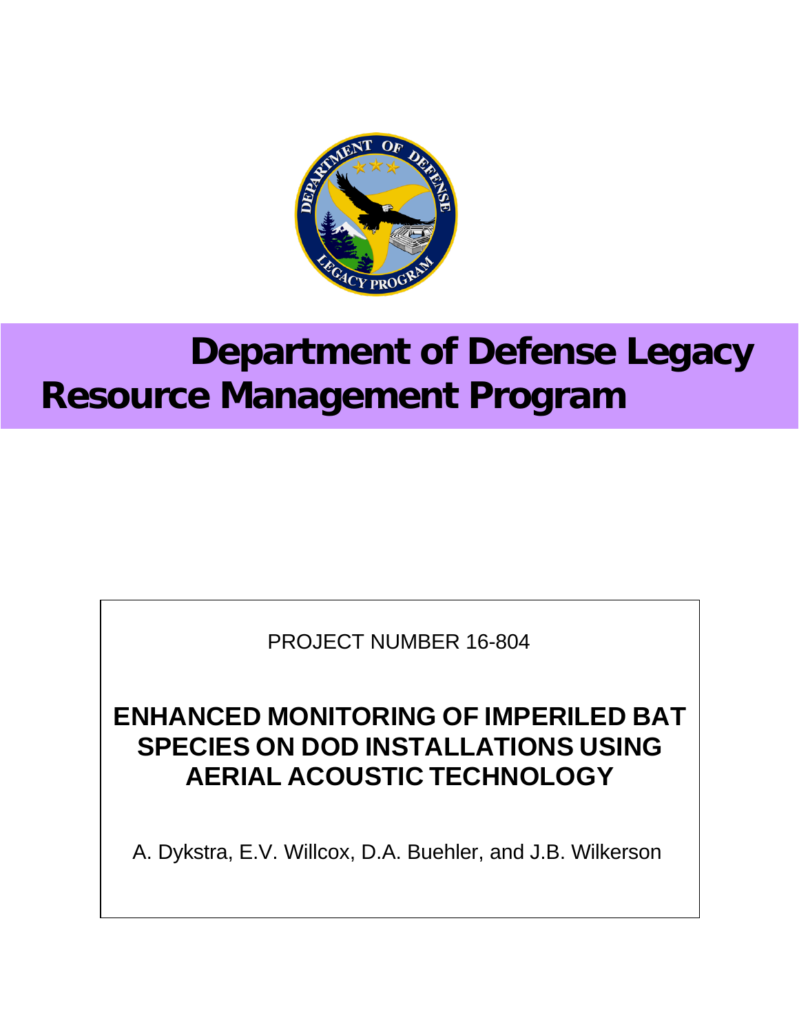# Department of Defense Legacy Resource Management Program

PROJECT NUMBER 16-804

## ENHANCED MONITORING OF IMPERILED BAT SPECIES ON DOD INSTALLATIONS USING AERIAL ACOUSTIC TECHNOLOGY

A. Dykstra, E.V. Willcox, D.A. Buehler, and J.B. Wilkerson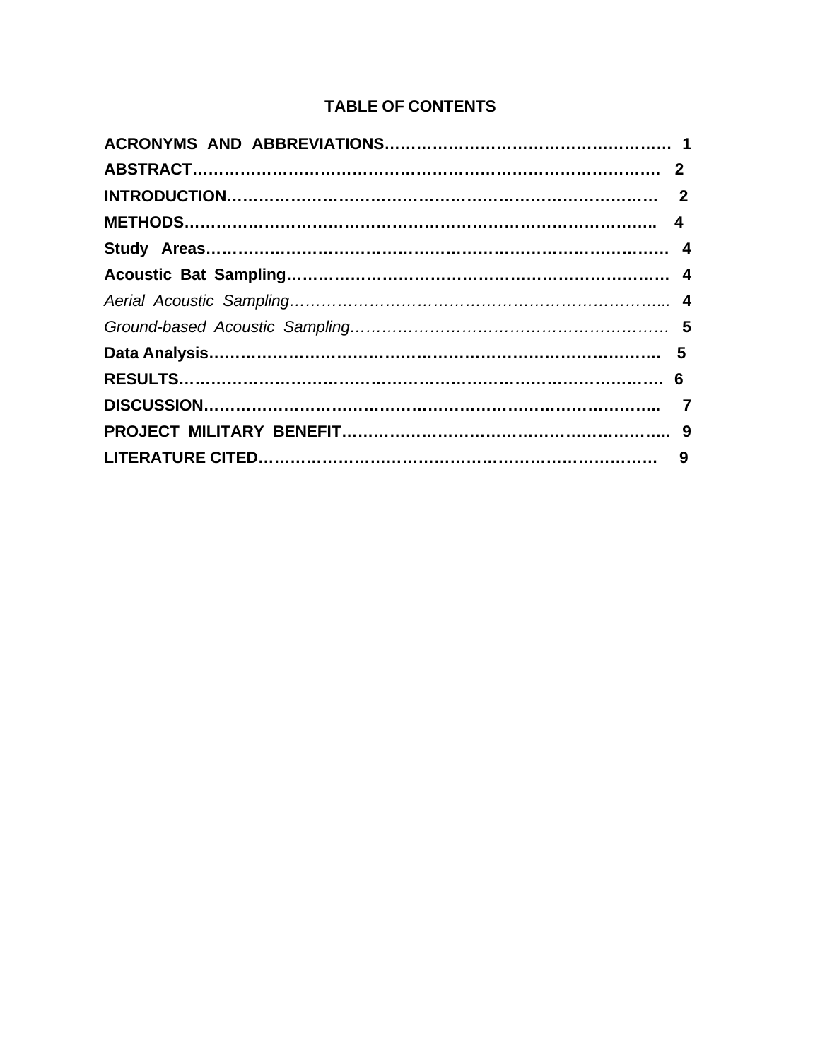# TABLE OF CONTENTS

**ACRONYMS AND ABBREVIATIONS……………………………………………… 1**

**ABSTRACT………………………………………………………………………… 2**

**INTRODUCTION………………………………………………………………… 2**

**METHODS………………………………………………………………………….. 4**

**Study Areas………………………………………………………………………… 4**

**Acoustic Bat Sampling………………………………………………………… 4**

*Aerial Acoustic Sampling…………………………………………………………….. 4*

*Ground-based Acoustic Sampling…………………………………………………. 5*

**Data Analysis…………………………………………………………………… 5**

**RESULTS………………………………………………………………………… 6**

**DISCUSSION……………………………………………………………………….. 7**

**PROJECT MILITARY BENEFIT…………………………………………………….. 9**

**LITERATURE CITED……………………………………………………………… 9**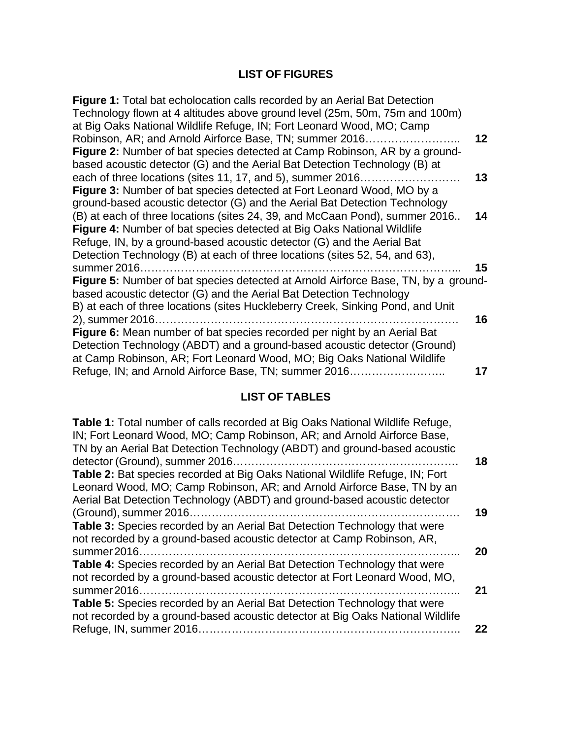## LIST OF FIGURES

**Figure 1:** Total bat echolocation calls recorded by an Aerial Bat Detection Technology flown at 4 altitudes above ground level (25m, 50m, 75m and 100m) at Big Oaks National Wildlife Refuge, IN; Fort Leonard Wood, MO; Camp Robinson, AR; and Arnold Airforce Base, TN; summer 2016…………………….. **12**

**Figure 2:** Number of bat species detected at Camp Robinson, AR by a ground-based acoustic detector (G) and the Aerial Bat Detection Technology (B) at each of three locations (sites 11, 17, and 5), summer 2016………………………. **13**

**Figure 3:** Number of bat species detected at Fort Leonard Wood, MO by a ground-based acoustic detector (G) and the Aerial Bat Detection Technology (B) at each of three locations (sites 24, 39, and McCaan Pond), summer 2016.. **14**

**Figure 4:** Number of bat species detected at Big Oaks National Wildlife Refuge, IN, by a ground-based acoustic detector (G) and the Aerial Bat Detection Technology (B) at each of three locations (sites 52, 54, and 63), summer 2016………………………………………………………………………... **15**

**Figure 5:** Number of bat species detected at Arnold Airforce Base, TN, by a ground-based acoustic detector (G) and the Aerial Bat Detection Technology B) at each of three locations (sites Huckleberry Creek, Sinking Pond, and Unit 2), summer 2016……………………………………………………………………. **16**

**Figure 6:** Mean number of bat species recorded per night by an Aerial Bat Detection Technology (ABDT) and a ground-based acoustic detector (Ground) at Camp Robinson, AR; Fort Leonard Wood, MO; Big Oaks National Wildlife Refuge, IN; and Arnold Airforce Base, TN; summer 2016…………………….. **17**

## LIST OF TABLES

**Table 1:** Total number of calls recorded at Big Oaks National Wildlife Refuge, IN; Fort Leonard Wood, MO; Camp Robinson, AR; and Arnold Airforce Base, TN by an Aerial Bat Detection Technology (ABDT) and ground-based acoustic detector (Ground), summer 2016…………………………………………………. **18**

**Table 2:** Bat species recorded at Big Oaks National Wildlife Refuge, IN; Fort Leonard Wood, MO; Camp Robinson, AR; and Arnold Airforce Base, TN by an Aerial Bat Detection Technology (ABDT) and ground-based acoustic detector (Ground), summer 2016………………………………………………………………. **19**

**Table 3:** Species recorded by an Aerial Bat Detection Technology that were not recorded by a ground-based acoustic detector at Camp Robinson, AR, summer 2016………………………………………………………………………... **20**

**Table 4:** Species recorded by an Aerial Bat Detection Technology that were not recorded by a ground-based acoustic detector at Fort Leonard Wood, MO, summer 2016………………………………………………………………………... **21**

**Table 5:** Species recorded by an Aerial Bat Detection Technology that were not recorded by a ground-based acoustic detector at Big Oaks National Wildlife Refuge, IN, summer 2016……………………………………………………………. **22**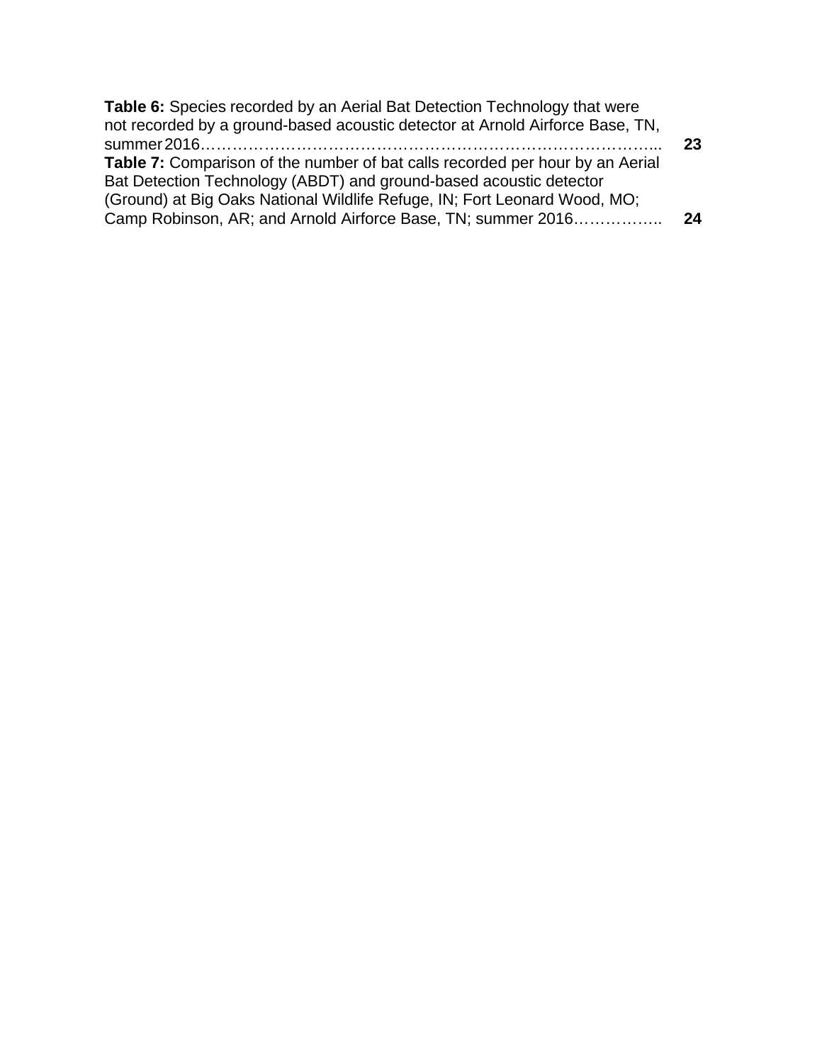**Table 6:** Species recorded by an Aerial Bat Detection Technology that were not recorded by a ground-based acoustic detector at Arnold Airforce Base, TN, summer 2016………………………………………………………………………….. **23**

**Table 7:** Comparison of the number of bat calls recorded per hour by an Aerial Bat Detection Technology (ABDT) and ground-based acoustic detector (Ground) at Big Oaks National Wildlife Refuge, IN; Fort Leonard Wood, MO; Camp Robinson, AR; and Arnold Airforce Base, TN; summer 2016…………….. **24**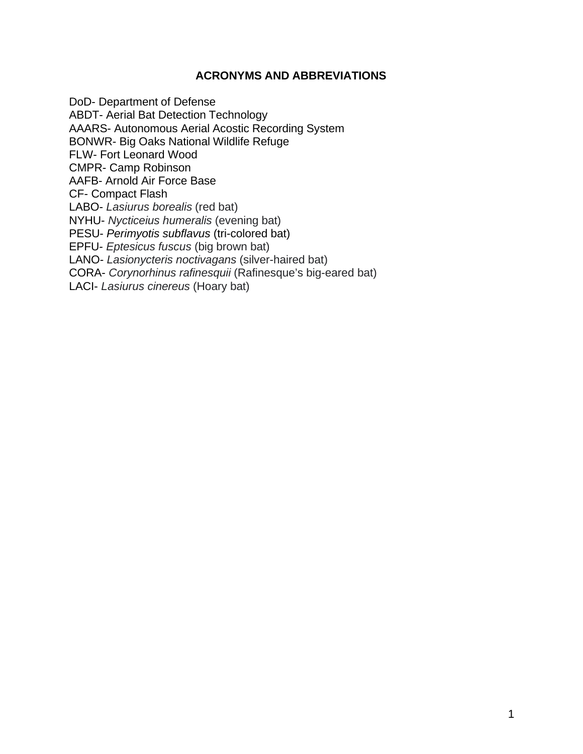## ACRONYMS AND ABBREVIATIONS

DoD- Department of Defense
ABDT- Aerial Bat Detection Technology
AAARS- Autonomous Aerial Acostic Recording System
BONWR- Big Oaks National Wildlife Refuge
FLW- Fort Leonard Wood
CMPR- Camp Robinson
AAFB- Arnold Air Force Base
CF- Compact Flash
LABO- *Lasiurus borealis* (red bat)
NYHU- *Nycticeius humeralis* (evening bat)
PESU- *Perimyotis subflavus* (tri-colored bat)
EPFU- *Eptesicus fuscus* (big brown bat)
LANO- *Lasionycteris noctivagans* (silver-haired bat)
CORA- *Corynorhinus rafinesquii* (Rafinesque's big-eared bat)
LACI- *Lasiurus cinereus* (Hoary bat)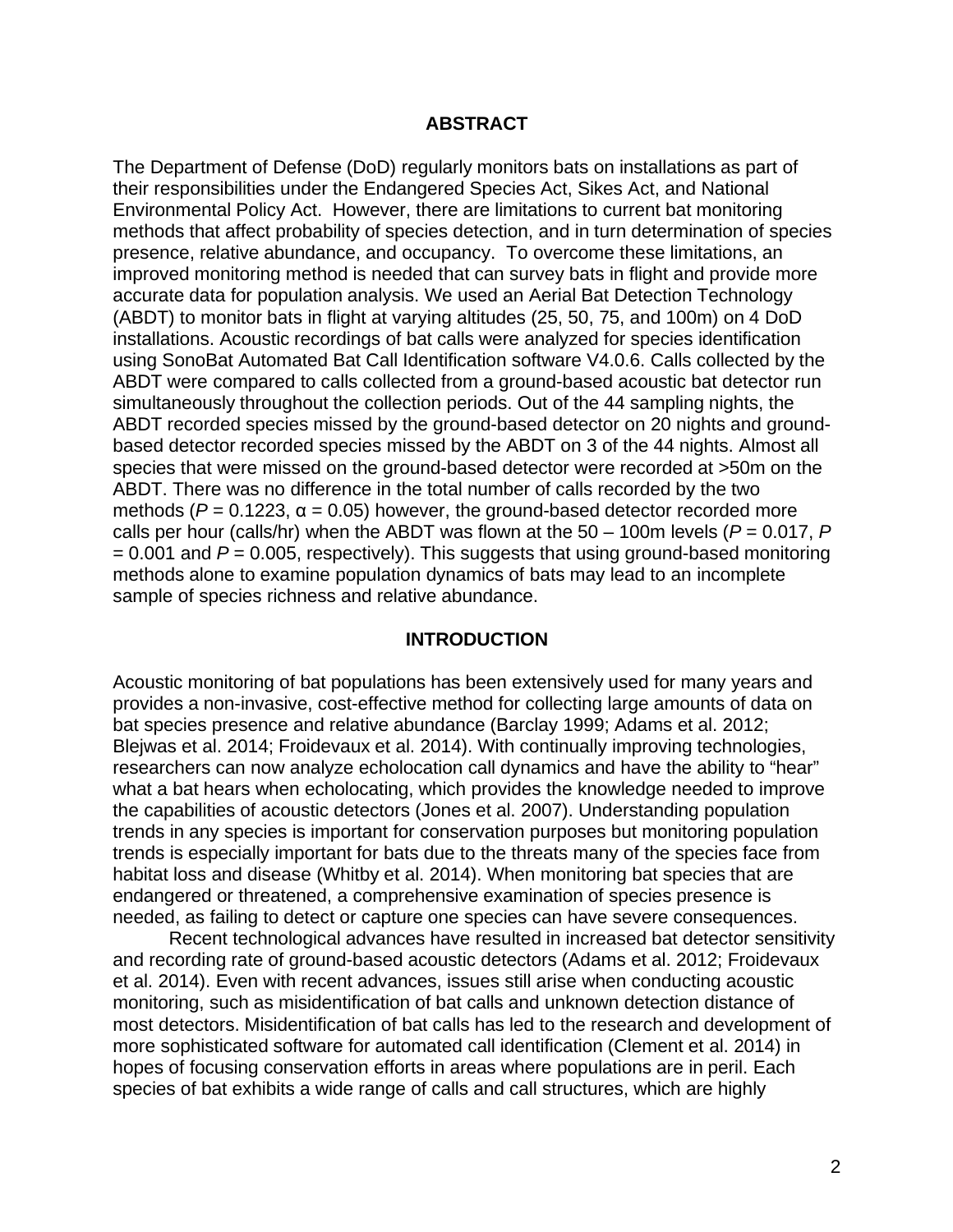## ABSTRACT

The Department of Defense (DoD) regularly monitors bats on installations as part of their responsibilities under the Endangered Species Act, Sikes Act, and National Environmental Policy Act. However, there are limitations to current bat monitoring methods that affect probability of species detection, and in turn determination of species presence, relative abundance, and occupancy. To overcome these limitations, an improved monitoring method is needed that can survey bats in flight and provide more accurate data for population analysis. We used an Aerial Bat Detection Technology (ABDT) to monitor bats in flight at varying altitudes (25, 50, 75, and 100m) on 4 DoD installations. Acoustic recordings of bat calls were analyzed for species identification using SonoBat Automated Bat Call Identification software V4.0.6. Calls collected by the ABDT were compared to calls collected from a ground-based acoustic bat detector run simultaneously throughout the collection periods. Out of the 44 sampling nights, the ABDT recorded species missed by the ground-based detector on 20 nights and ground-based detector recorded species missed by the ABDT on 3 of the 44 nights. Almost all species that were missed on the ground-based detector were recorded at >50m on the ABDT. There was no difference in the total number of calls recorded by the two methods ($P = 0.1223$, $\alpha = 0.05$) however, the ground-based detector recorded more calls per hour (calls/hr) when the ABDT was flown at the 50 – 100m levels ($P = 0.017$, $P = 0.001$ and $P = 0.005$, respectively). This suggests that using ground-based monitoring methods alone to examine population dynamics of bats may lead to an incomplete sample of species richness and relative abundance.

## INTRODUCTION

Acoustic monitoring of bat populations has been extensively used for many years and provides a non-invasive, cost-effective method for collecting large amounts of data on bat species presence and relative abundance (Barclay 1999; Adams et al. 2012; Blejwas et al. 2014; Froidevaux et al. 2014). With continually improving technologies, researchers can now analyze echolocation call dynamics and have the ability to "hear" what a bat hears when echolocating, which provides the knowledge needed to improve the capabilities of acoustic detectors (Jones et al. 2007). Understanding population trends in any species is important for conservation purposes but monitoring population trends is especially important for bats due to the threats many of the species face from habitat loss and disease (Whitby et al. 2014). When monitoring bat species that are endangered or threatened, a comprehensive examination of species presence is needed, as failing to detect or capture one species can have severe consequences.

Recent technological advances have resulted in increased bat detector sensitivity and recording rate of ground-based acoustic detectors (Adams et al. 2012; Froidevaux et al. 2014). Even with recent advances, issues still arise when conducting acoustic monitoring, such as misidentification of bat calls and unknown detection distance of most detectors. Misidentification of bat calls has led to the research and development of more sophisticated software for automated call identification (Clement et al. 2014) in hopes of focusing conservation efforts in areas where populations are in peril. Each species of bat exhibits a wide range of calls and call structures, which are highly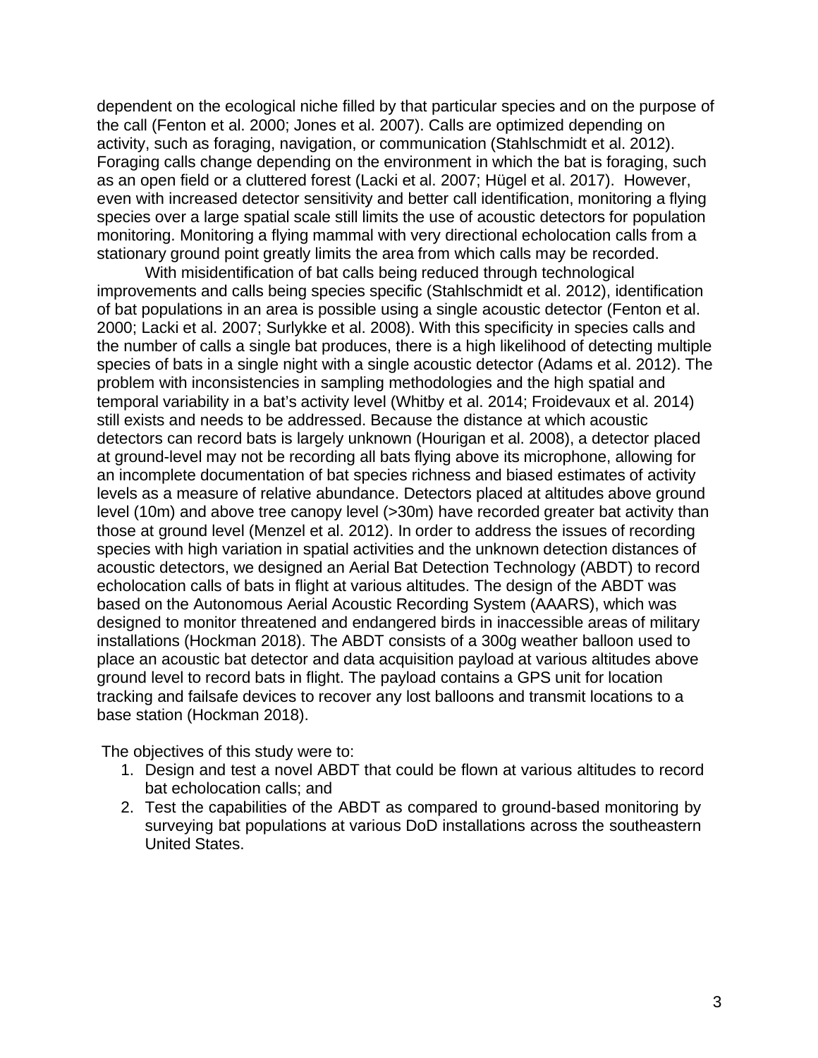dependent on the ecological niche filled by that particular species and on the purpose of the call (Fenton et al. 2000; Jones et al. 2007). Calls are optimized depending on activity, such as foraging, navigation, or communication (Stahlschmidt et al. 2012). Foraging calls change depending on the environment in which the bat is foraging, such as an open field or a cluttered forest (Lacki et al. 2007; Hügel et al. 2017). However, even with increased detector sensitivity and better call identification, monitoring a flying species over a large spatial scale still limits the use of acoustic detectors for population monitoring. Monitoring a flying mammal with very directional echolocation calls from a stationary ground point greatly limits the area from which calls may be recorded.

With misidentification of bat calls being reduced through technological improvements and calls being species specific (Stahlschmidt et al. 2012), identification of bat populations in an area is possible using a single acoustic detector (Fenton et al. 2000; Lacki et al. 2007; Surlykke et al. 2008). With this specificity in species calls and the number of calls a single bat produces, there is a high likelihood of detecting multiple species of bats in a single night with a single acoustic detector (Adams et al. 2012). The problem with inconsistencies in sampling methodologies and the high spatial and temporal variability in a bat's activity level (Whitby et al. 2014; Froidevaux et al. 2014) still exists and needs to be addressed. Because the distance at which acoustic detectors can record bats is largely unknown (Hourigan et al. 2008), a detector placed at ground-level may not be recording all bats flying above its microphone, allowing for an incomplete documentation of bat species richness and biased estimates of activity levels as a measure of relative abundance. Detectors placed at altitudes above ground level (10m) and above tree canopy level (>30m) have recorded greater bat activity than those at ground level (Menzel et al. 2012). In order to address the issues of recording species with high variation in spatial activities and the unknown detection distances of acoustic detectors, we designed an Aerial Bat Detection Technology (ABDT) to record echolocation calls of bats in flight at various altitudes. The design of the ABDT was based on the Autonomous Aerial Acoustic Recording System (AAARS), which was designed to monitor threatened and endangered birds in inaccessible areas of military installations (Hockman 2018). The ABDT consists of a 300g weather balloon used to place an acoustic bat detector and data acquisition payload at various altitudes above ground level to record bats in flight. The payload contains a GPS unit for location tracking and failsafe devices to recover any lost balloons and transmit locations to a base station (Hockman 2018).

The objectives of this study were to:

1. Design and test a novel ABDT that could be flown at various altitudes to record bat echolocation calls; and
2. Test the capabilities of the ABDT as compared to ground-based monitoring by surveying bat populations at various DoD installations across the southeastern United States.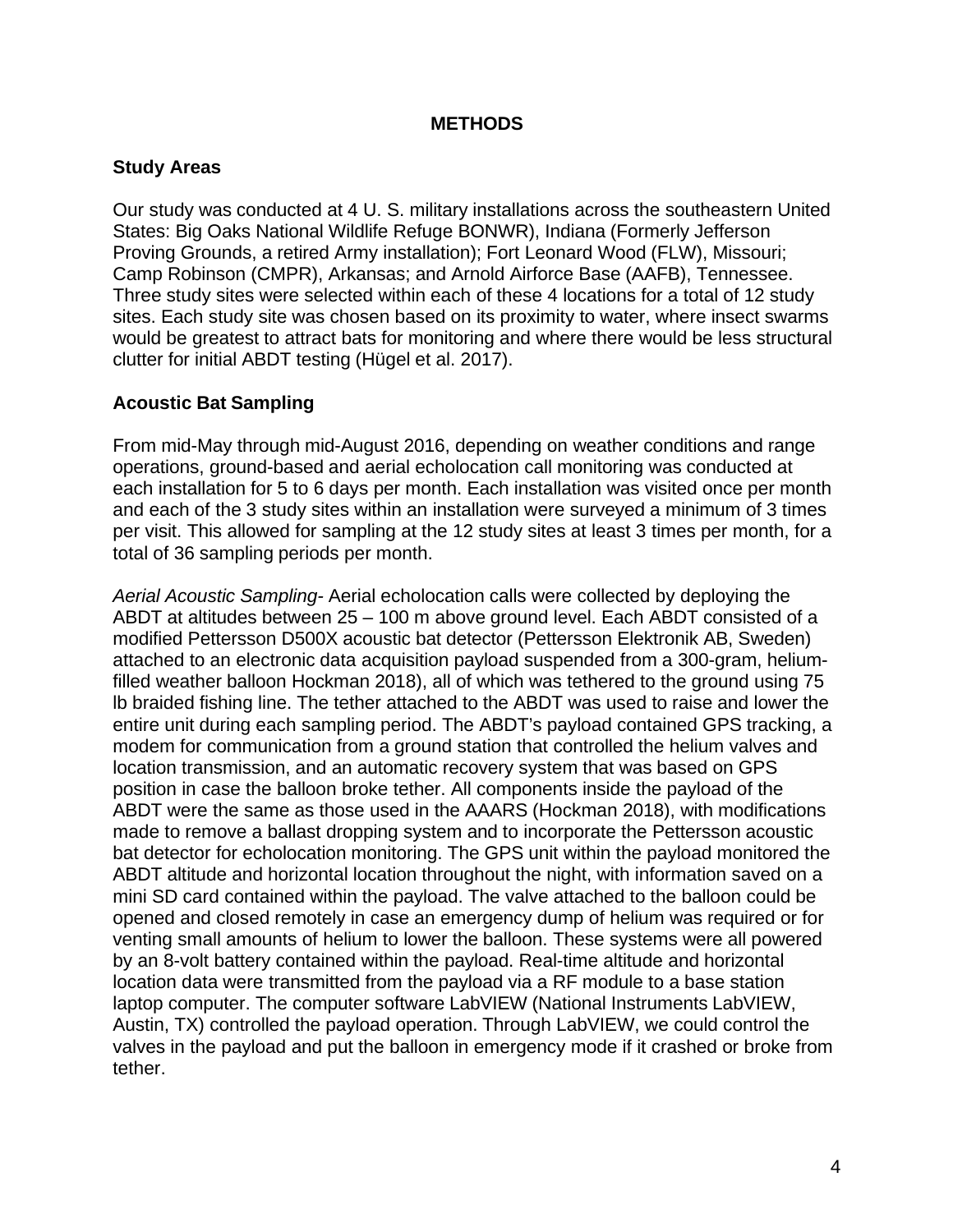## METHODS

### Study Areas

Our study was conducted at 4 U. S. military installations across the southeastern United States: Big Oaks National Wildlife Refuge BONWR), Indiana (Formerly Jefferson Proving Grounds, a retired Army installation); Fort Leonard Wood (FLW), Missouri; Camp Robinson (CMPR), Arkansas; and Arnold Airforce Base (AAFB), Tennessee. Three study sites were selected within each of these 4 locations for a total of 12 study sites. Each study site was chosen based on its proximity to water, where insect swarms would be greatest to attract bats for monitoring and where there would be less structural clutter for initial ABDT testing (Hügel et al. 2017).

### Acoustic Bat Sampling

From mid-May through mid-August 2016, depending on weather conditions and range operations, ground-based and aerial echolocation call monitoring was conducted at each installation for 5 to 6 days per month. Each installation was visited once per month and each of the 3 study sites within an installation were surveyed a minimum of 3 times per visit. This allowed for sampling at the 12 study sites at least 3 times per month, for a total of 36 sampling periods per month.

*Aerial Acoustic Sampling*- Aerial echolocation calls were collected by deploying the ABDT at altitudes between 25 – 100 m above ground level. Each ABDT consisted of a modified Pettersson D500X acoustic bat detector (Pettersson Elektronik AB, Sweden) attached to an electronic data acquisition payload suspended from a 300-gram, helium-filled weather balloon Hockman 2018), all of which was tethered to the ground using 75 lb braided fishing line. The tether attached to the ABDT was used to raise and lower the entire unit during each sampling period. The ABDT's payload contained GPS tracking, a modem for communication from a ground station that controlled the helium valves and location transmission, and an automatic recovery system that was based on GPS position in case the balloon broke tether. All components inside the payload of the ABDT were the same as those used in the AAARS (Hockman 2018), with modifications made to remove a ballast dropping system and to incorporate the Pettersson acoustic bat detector for echolocation monitoring. The GPS unit within the payload monitored the ABDT altitude and horizontal location throughout the night, with information saved on a mini SD card contained within the payload. The valve attached to the balloon could be opened and closed remotely in case an emergency dump of helium was required or for venting small amounts of helium to lower the balloon. These systems were all powered by an 8-volt battery contained within the payload. Real-time altitude and horizontal location data were transmitted from the payload via a RF module to a base station laptop computer. The computer software LabVIEW (National Instruments LabVIEW, Austin, TX) controlled the payload operation. Through LabVIEW, we could control the valves in the payload and put the balloon in emergency mode if it crashed or broke from tether.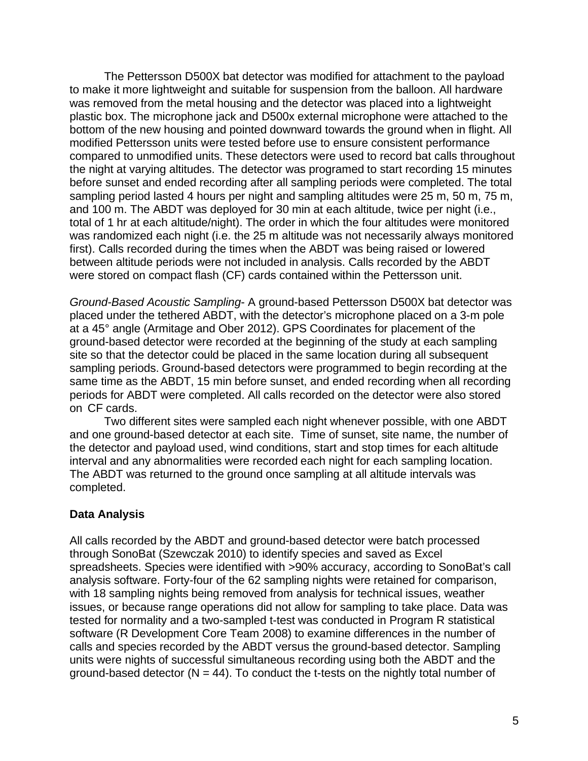The Pettersson D500X bat detector was modified for attachment to the payload to make it more lightweight and suitable for suspension from the balloon. All hardware was removed from the metal housing and the detector was placed into a lightweight plastic box. The microphone jack and D500x external microphone were attached to the bottom of the new housing and pointed downward towards the ground when in flight. All modified Pettersson units were tested before use to ensure consistent performance compared to unmodified units. These detectors were used to record bat calls throughout the night at varying altitudes. The detector was programed to start recording 15 minutes before sunset and ended recording after all sampling periods were completed. The total sampling period lasted 4 hours per night and sampling altitudes were 25 m, 50 m, 75 m, and 100 m. The ABDT was deployed for 30 min at each altitude, twice per night (i.e., total of 1 hr at each altitude/night). The order in which the four altitudes were monitored was randomized each night (i.e. the 25 m altitude was not necessarily always monitored first). Calls recorded during the times when the ABDT was being raised or lowered between altitude periods were not included in analysis. Calls recorded by the ABDT were stored on compact flash (CF) cards contained within the Pettersson unit.

*Ground-Based Acoustic Sampling-* A ground-based Pettersson D500X bat detector was placed under the tethered ABDT, with the detector's microphone placed on a 3-m pole at a 45° angle (Armitage and Ober 2012). GPS Coordinates for placement of the ground-based detector were recorded at the beginning of the study at each sampling site so that the detector could be placed in the same location during all subsequent sampling periods. Ground-based detectors were programmed to begin recording at the same time as the ABDT, 15 min before sunset, and ended recording when all recording periods for ABDT were completed. All calls recorded on the detector were also stored on CF cards.

Two different sites were sampled each night whenever possible, with one ABDT and one ground-based detector at each site. Time of sunset, site name, the number of the detector and payload used, wind conditions, start and stop times for each altitude interval and any abnormalities were recorded each night for each sampling location. The ABDT was returned to the ground once sampling at all altitude intervals was completed.

**Data Analysis**

All calls recorded by the ABDT and ground-based detector were batch processed through SonoBat (Szewczak 2010) to identify species and saved as Excel spreadsheets. Species were identified with >90% accuracy, according to SonoBat's call analysis software. Forty-four of the 62 sampling nights were retained for comparison, with 18 sampling nights being removed from analysis for technical issues, weather issues, or because range operations did not allow for sampling to take place. Data was tested for normality and a two-sampled t-test was conducted in Program R statistical software (R Development Core Team 2008) to examine differences in the number of calls and species recorded by the ABDT versus the ground-based detector. Sampling units were nights of successful simultaneous recording using both the ABDT and the ground-based detector ($N = 44$). To conduct the t-tests on the nightly total number of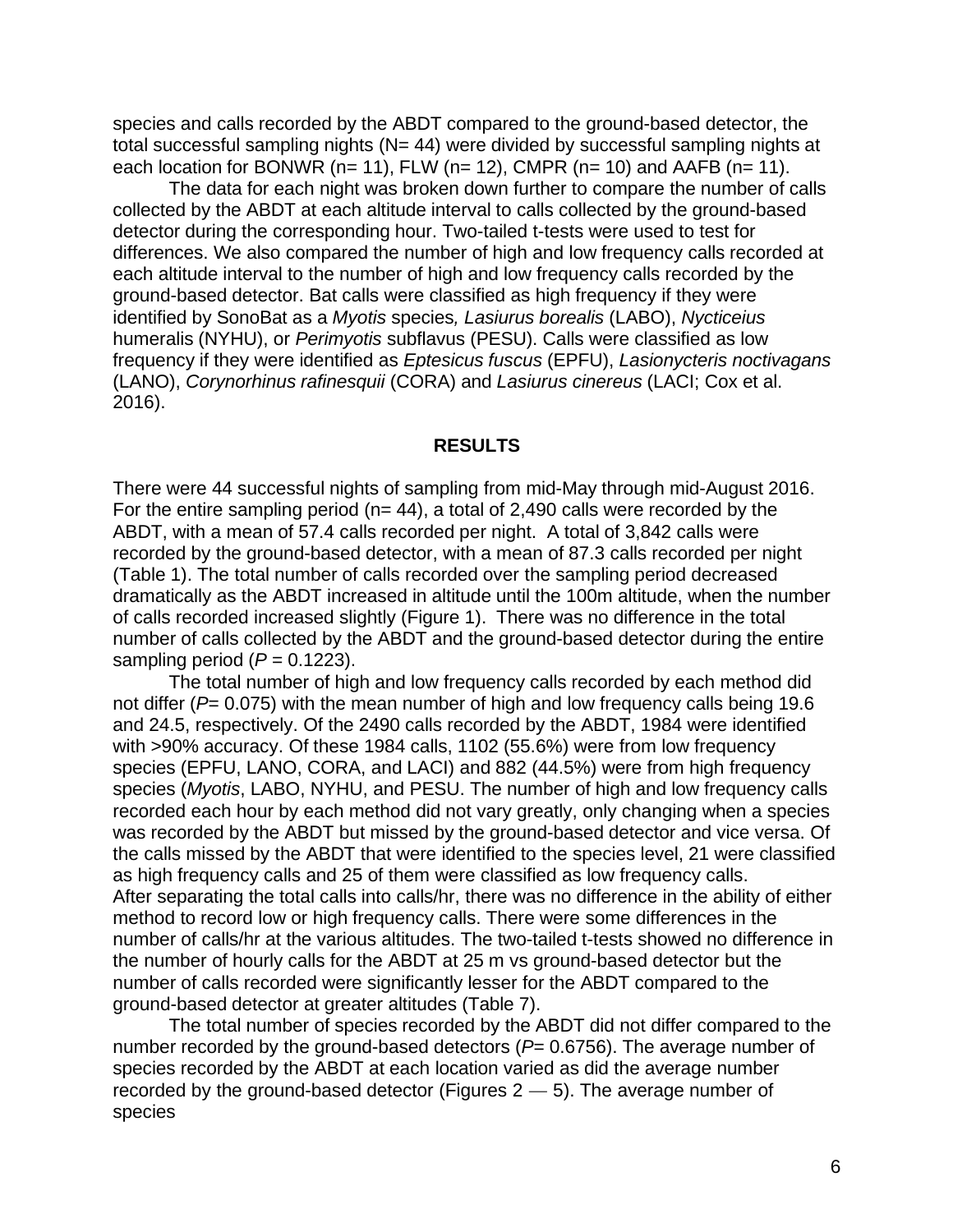species and calls recorded by the ABDT compared to the ground-based detector, the total successful sampling nights (N= 44) were divided by successful sampling nights at each location for BONWR (n= 11), FLW (n= 12), CMPR (n= 10) and AAFB (n= 11).

The data for each night was broken down further to compare the number of calls collected by the ABDT at each altitude interval to calls collected by the ground-based detector during the corresponding hour. Two-tailed t-tests were used to test for differences. We also compared the number of high and low frequency calls recorded at each altitude interval to the number of high and low frequency calls recorded by the ground-based detector. Bat calls were classified as high frequency if they were identified by SonoBat as a *Myotis* species*, Lasiurus borealis* (LABO), *Nycticeius* humeralis (NYHU), or *Perimyotis* subflavus (PESU). Calls were classified as low frequency if they were identified as *Eptesicus fuscus* (EPFU), *Lasionycteris noctivagans* (LANO), *Corynorhinus rafinesquii* (CORA) and *Lasiurus cinereus* (LACI; Cox et al. 2016).

## RESULTS

There were 44 successful nights of sampling from mid-May through mid-August 2016. For the entire sampling period (n= 44), a total of 2,490 calls were recorded by the ABDT, with a mean of 57.4 calls recorded per night. A total of 3,842 calls were recorded by the ground-based detector, with a mean of 87.3 calls recorded per night (Table 1). The total number of calls recorded over the sampling period decreased dramatically as the ABDT increased in altitude until the 100m altitude, when the number of calls recorded increased slightly (Figure 1). There was no difference in the total number of calls collected by the ABDT and the ground-based detector during the entire sampling period ($P$ = 0.1223).

The total number of high and low frequency calls recorded by each method did not differ ($P$= 0.075) with the mean number of high and low frequency calls being 19.6 and 24.5, respectively. Of the 2490 calls recorded by the ABDT, 1984 were identified with >90% accuracy. Of these 1984 calls, 1102 (55.6%) were from low frequency species (EPFU, LANO, CORA, and LACI) and 882 (44.5%) were from high frequency species (*Myotis*, LABO, NYHU, and PESU. The number of high and low frequency calls recorded each hour by each method did not vary greatly, only changing when a species was recorded by the ABDT but missed by the ground-based detector and vice versa. Of the calls missed by the ABDT that were identified to the species level, 21 were classified as high frequency calls and 25 of them were classified as low frequency calls. After separating the total calls into calls/hr, there was no difference in the ability of either method to record low or high frequency calls. There were some differences in the number of calls/hr at the various altitudes. The two-tailed t-tests showed no difference in the number of hourly calls for the ABDT at 25 m vs ground-based detector but the number of calls recorded were significantly lesser for the ABDT compared to the ground-based detector at greater altitudes (Table 7).

The total number of species recorded by the ABDT did not differ compared to the number recorded by the ground-based detectors ($P$= 0.6756). The average number of species recorded by the ABDT at each location varied as did the average number recorded by the ground-based detector (Figures 2 — 5). The average number of species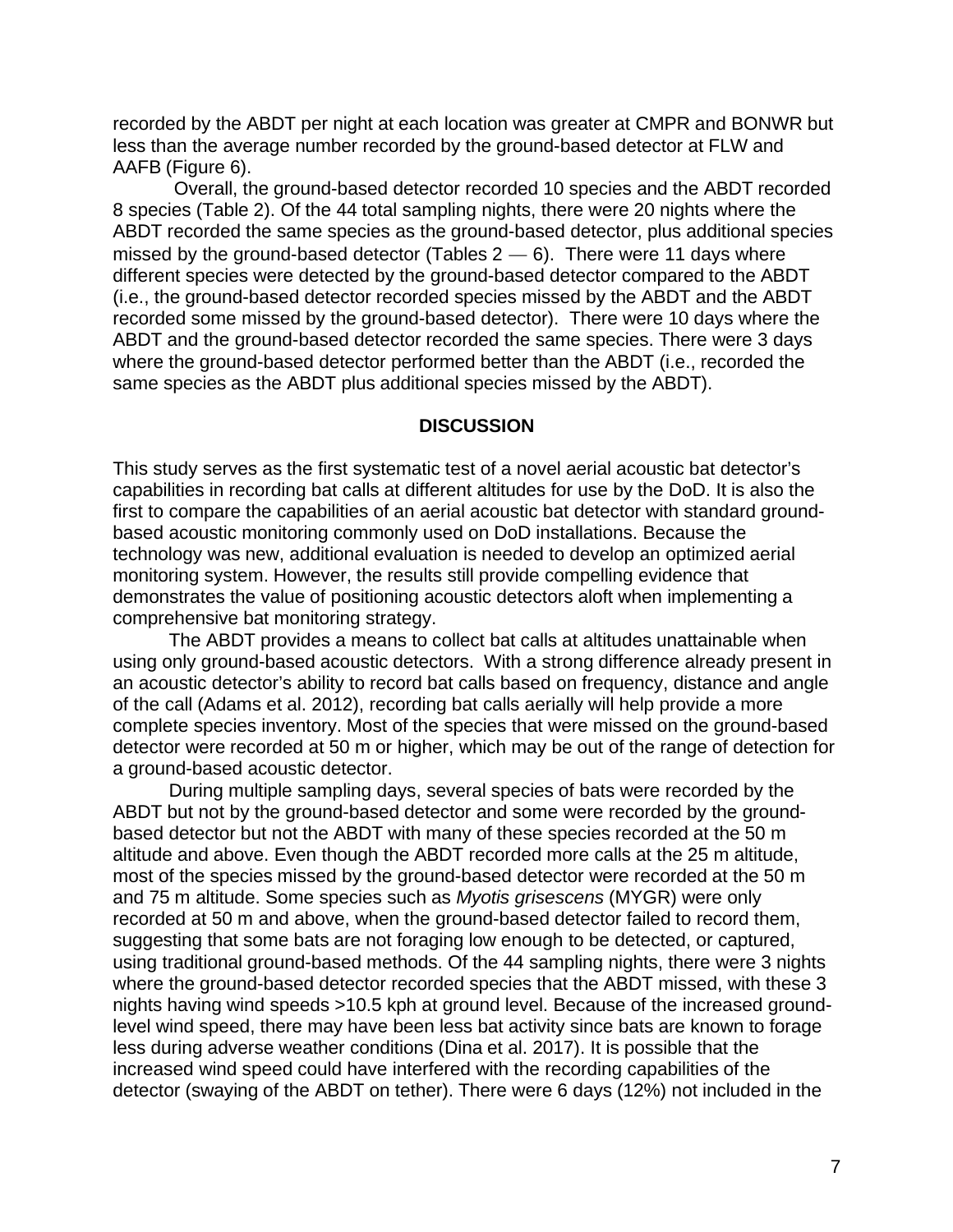recorded by the ABDT per night at each location was greater at CMPR and BONWR but less than the average number recorded by the ground-based detector at FLW and AAFB (Figure 6).

Overall, the ground-based detector recorded 10 species and the ABDT recorded 8 species (Table 2). Of the 44 total sampling nights, there were 20 nights where the ABDT recorded the same species as the ground-based detector, plus additional species missed by the ground-based detector (Tables 2 — 6). There were 11 days where different species were detected by the ground-based detector compared to the ABDT (i.e., the ground-based detector recorded species missed by the ABDT and the ABDT recorded some missed by the ground-based detector). There were 10 days where the ABDT and the ground-based detector recorded the same species. There were 3 days where the ground-based detector performed better than the ABDT (i.e., recorded the same species as the ABDT plus additional species missed by the ABDT).

## DISCUSSION

This study serves as the first systematic test of a novel aerial acoustic bat detector's capabilities in recording bat calls at different altitudes for use by the DoD. It is also the first to compare the capabilities of an aerial acoustic bat detector with standard ground-based acoustic monitoring commonly used on DoD installations. Because the technology was new, additional evaluation is needed to develop an optimized aerial monitoring system. However, the results still provide compelling evidence that demonstrates the value of positioning acoustic detectors aloft when implementing a comprehensive bat monitoring strategy.

The ABDT provides a means to collect bat calls at altitudes unattainable when using only ground-based acoustic detectors. With a strong difference already present in an acoustic detector's ability to record bat calls based on frequency, distance and angle of the call (Adams et al. 2012), recording bat calls aerially will help provide a more complete species inventory. Most of the species that were missed on the ground-based detector were recorded at 50 m or higher, which may be out of the range of detection for a ground-based acoustic detector.

During multiple sampling days, several species of bats were recorded by the ABDT but not by the ground-based detector and some were recorded by the ground-based detector but not the ABDT with many of these species recorded at the 50 m altitude and above. Even though the ABDT recorded more calls at the 25 m altitude, most of the species missed by the ground-based detector were recorded at the 50 m and 75 m altitude. Some species such as *Myotis grisescens* (MYGR) were only recorded at 50 m and above, when the ground-based detector failed to record them, suggesting that some bats are not foraging low enough to be detected, or captured, using traditional ground-based methods. Of the 44 sampling nights, there were 3 nights where the ground-based detector recorded species that the ABDT missed, with these 3 nights having wind speeds >10.5 kph at ground level. Because of the increased ground-level wind speed, there may have been less bat activity since bats are known to forage less during adverse weather conditions (Dina et al. 2017). It is possible that the increased wind speed could have interfered with the recording capabilities of the detector (swaying of the ABDT on tether). There were 6 days (12%) not included in the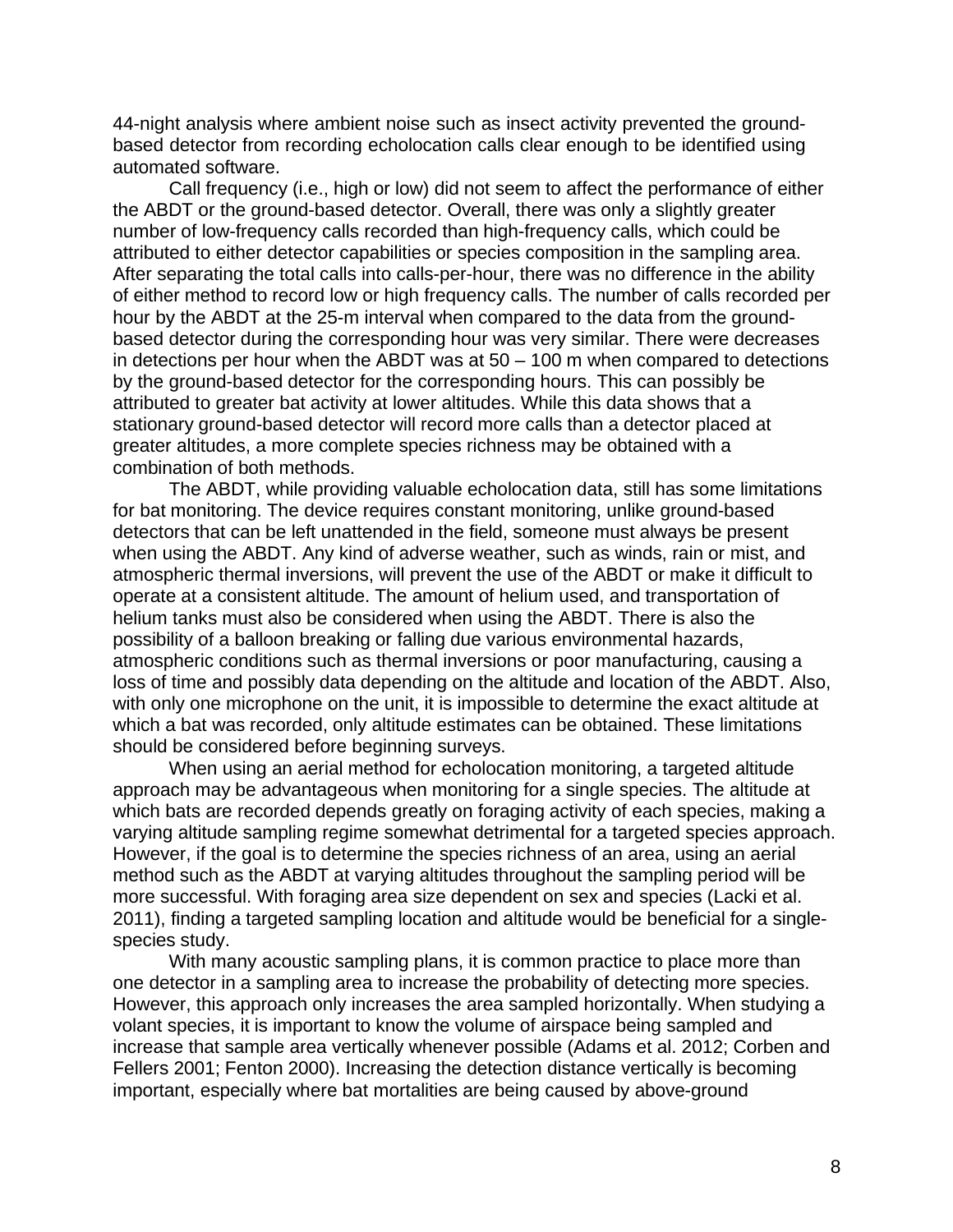44-night analysis where ambient noise such as insect activity prevented the ground-based detector from recording echolocation calls clear enough to be identified using automated software.

Call frequency (i.e., high or low) did not seem to affect the performance of either the ABDT or the ground-based detector. Overall, there was only a slightly greater number of low-frequency calls recorded than high-frequency calls, which could be attributed to either detector capabilities or species composition in the sampling area. After separating the total calls into calls-per-hour, there was no difference in the ability of either method to record low or high frequency calls. The number of calls recorded per hour by the ABDT at the 25-m interval when compared to the data from the ground-based detector during the corresponding hour was very similar. There were decreases in detections per hour when the ABDT was at 50 – 100 m when compared to detections by the ground-based detector for the corresponding hours. This can possibly be attributed to greater bat activity at lower altitudes. While this data shows that a stationary ground-based detector will record more calls than a detector placed at greater altitudes, a more complete species richness may be obtained with a combination of both methods.

The ABDT, while providing valuable echolocation data, still has some limitations for bat monitoring. The device requires constant monitoring, unlike ground-based detectors that can be left unattended in the field, someone must always be present when using the ABDT. Any kind of adverse weather, such as winds, rain or mist, and atmospheric thermal inversions, will prevent the use of the ABDT or make it difficult to operate at a consistent altitude. The amount of helium used, and transportation of helium tanks must also be considered when using the ABDT. There is also the possibility of a balloon breaking or falling due various environmental hazards, atmospheric conditions such as thermal inversions or poor manufacturing, causing a loss of time and possibly data depending on the altitude and location of the ABDT. Also, with only one microphone on the unit, it is impossible to determine the exact altitude at which a bat was recorded, only altitude estimates can be obtained. These limitations should be considered before beginning surveys.

When using an aerial method for echolocation monitoring, a targeted altitude approach may be advantageous when monitoring for a single species. The altitude at which bats are recorded depends greatly on foraging activity of each species, making a varying altitude sampling regime somewhat detrimental for a targeted species approach. However, if the goal is to determine the species richness of an area, using an aerial method such as the ABDT at varying altitudes throughout the sampling period will be more successful. With foraging area size dependent on sex and species (Lacki et al. 2011), finding a targeted sampling location and altitude would be beneficial for a single-species study.

With many acoustic sampling plans, it is common practice to place more than one detector in a sampling area to increase the probability of detecting more species. However, this approach only increases the area sampled horizontally. When studying a volant species, it is important to know the volume of airspace being sampled and increase that sample area vertically whenever possible (Adams et al. 2012; Corben and Fellers 2001; Fenton 2000). Increasing the detection distance vertically is becoming important, especially where bat mortalities are being caused by above-ground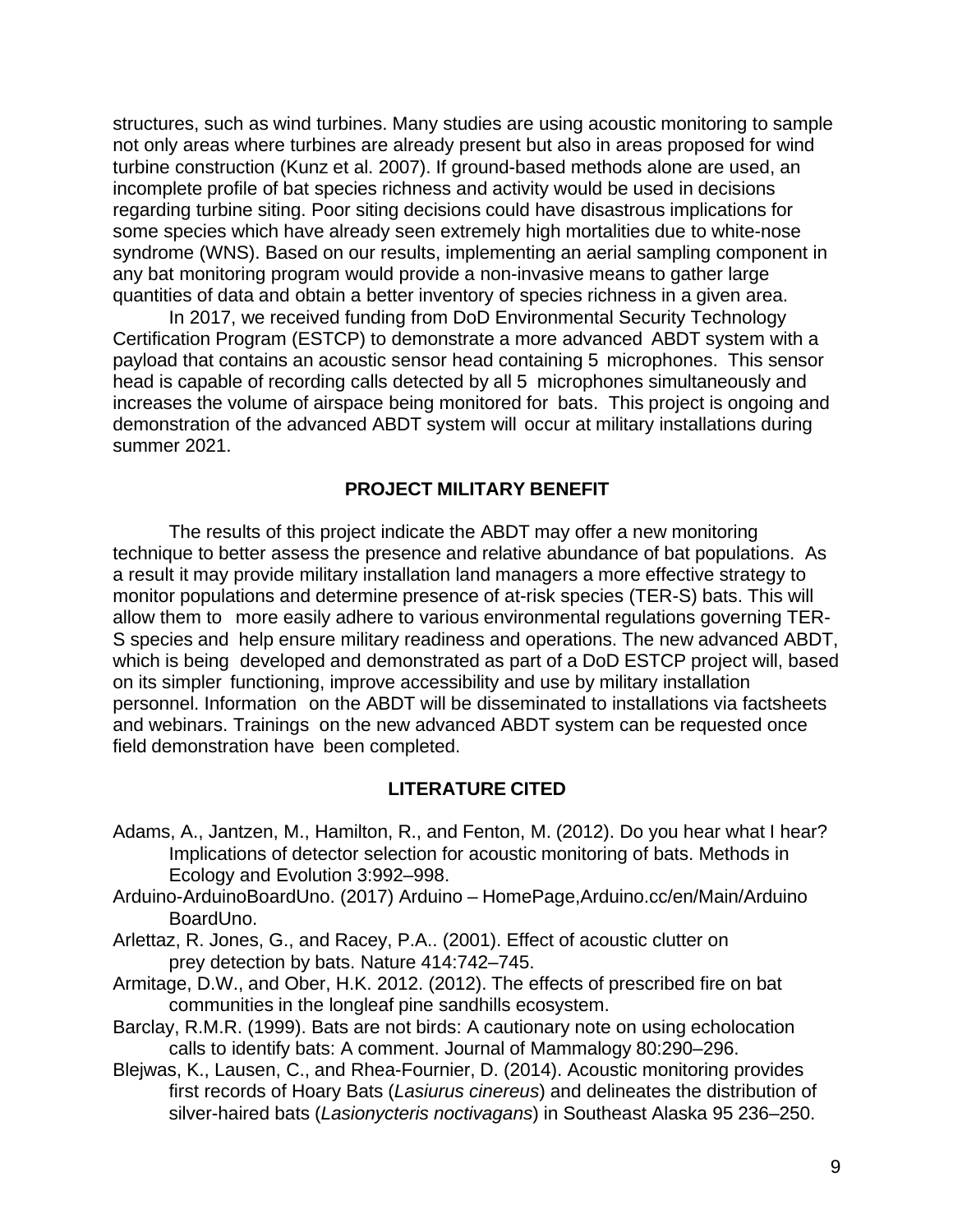structures, such as wind turbines. Many studies are using acoustic monitoring to sample not only areas where turbines are already present but also in areas proposed for wind turbine construction (Kunz et al. 2007). If ground-based methods alone are used, an incomplete profile of bat species richness and activity would be used in decisions regarding turbine siting. Poor siting decisions could have disastrous implications for some species which have already seen extremely high mortalities due to white-nose syndrome (WNS). Based on our results, implementing an aerial sampling component in any bat monitoring program would provide a non-invasive means to gather large quantities of data and obtain a better inventory of species richness in a given area.

In 2017, we received funding from DoD Environmental Security Technology Certification Program (ESTCP) to demonstrate a more advanced ABDT system with a payload that contains an acoustic sensor head containing 5 microphones. This sensor head is capable of recording calls detected by all 5 microphones simultaneously and increases the volume of airspace being monitored for bats. This project is ongoing and demonstration of the advanced ABDT system will occur at military installations during summer 2021.

## PROJECT MILITARY BENEFIT

The results of this project indicate the ABDT may offer a new monitoring technique to better assess the presence and relative abundance of bat populations. As a result it may provide military installation land managers a more effective strategy to monitor populations and determine presence of at-risk species (TER-S) bats. This will allow them to more easily adhere to various environmental regulations governing TER-S species and help ensure military readiness and operations. The new advanced ABDT, which is being developed and demonstrated as part of a DoD ESTCP project will, based on its simpler functioning, improve accessibility and use by military installation personnel. Information on the ABDT will be disseminated to installations via factsheets and webinars. Trainings on the new advanced ABDT system can be requested once field demonstration have been completed.

## LITERATURE CITED

Adams, A., Jantzen, M., Hamilton, R., and Fenton, M. (2012). Do you hear what I hear? Implications of detector selection for acoustic monitoring of bats. Methods in Ecology and Evolution 3:992–998.

Arduino-ArduinoBoardUno. (2017) Arduino – HomePage,Arduino.cc/en/Main/Arduino BoardUno.

Arlettaz, R. Jones, G., and Racey, P.A.. (2001). Effect of acoustic clutter on prey detection by bats. Nature 414:742–745.

Armitage, D.W., and Ober, H.K. 2012. (2012). The effects of prescribed fire on bat communities in the longleaf pine sandhills ecosystem.

Barclay, R.M.R. (1999). Bats are not birds: A cautionary note on using echolocation calls to identify bats: A comment. Journal of Mammalogy 80:290–296.

Blejwas, K., Lausen, C., and Rhea-Fournier, D. (2014). Acoustic monitoring provides first records of Hoary Bats (*Lasiurus cinereus*) and delineates the distribution of silver-haired bats (*Lasionycteris noctivagans*) in Southeast Alaska 95 236–250.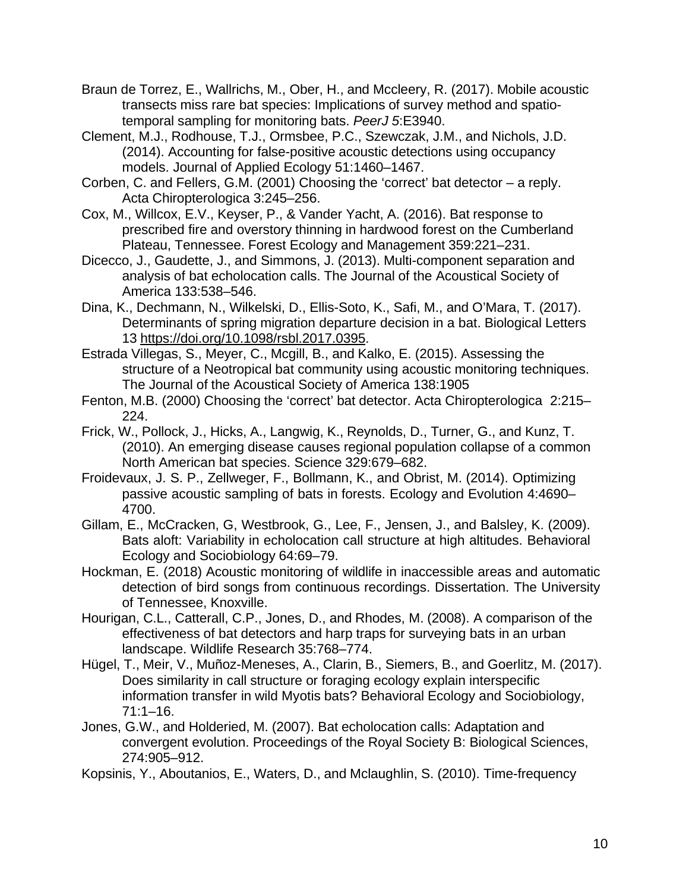Braun de Torrez, E., Wallrichs, M., Ober, H., and Mccleery, R. (2017). Mobile acoustic transects miss rare bat species: Implications of survey method and spatio-temporal sampling for monitoring bats. *PeerJ 5*:E3940.

Clement, M.J., Rodhouse, T.J., Ormsbee, P.C., Szewczak, J.M., and Nichols, J.D. (2014). Accounting for false-positive acoustic detections using occupancy models. Journal of Applied Ecology 51:1460–1467.

Corben, C. and Fellers, G.M. (2001) Choosing the 'correct' bat detector – a reply. Acta Chiropterologica 3:245–256.

Cox, M., Willcox, E.V., Keyser, P., & Vander Yacht, A. (2016). Bat response to prescribed fire and overstory thinning in hardwood forest on the Cumberland Plateau, Tennessee. Forest Ecology and Management 359:221–231.

Dicecco, J., Gaudette, J., and Simmons, J. (2013). Multi-component separation and analysis of bat echolocation calls. The Journal of the Acoustical Society of America 133:538–546.

Dina, K., Dechmann, N., Wilkelski, D., Ellis-Soto, K., Safi, M., and O'Mara, T. (2017). Determinants of spring migration departure decision in a bat. Biological Letters 13 https://doi.org/10.1098/rsbl.2017.0395.

Estrada Villegas, S., Meyer, C., Mcgill, B., and Kalko, E. (2015). Assessing the structure of a Neotropical bat community using acoustic monitoring techniques. The Journal of the Acoustical Society of America 138:1905

Fenton, M.B. (2000) Choosing the 'correct' bat detector. Acta Chiropterologica 2:215–224.

Frick, W., Pollock, J., Hicks, A., Langwig, K., Reynolds, D., Turner, G., and Kunz, T. (2010). An emerging disease causes regional population collapse of a common North American bat species. Science 329:679–682.

Froidevaux, J. S. P., Zellweger, F., Bollmann, K., and Obrist, M. (2014). Optimizing passive acoustic sampling of bats in forests. Ecology and Evolution 4:4690–4700.

Gillam, E., McCracken, G, Westbrook, G., Lee, F., Jensen, J., and Balsley, K. (2009). Bats aloft: Variability in echolocation call structure at high altitudes. Behavioral Ecology and Sociobiology 64:69–79.

Hockman, E. (2018) Acoustic monitoring of wildlife in inaccessible areas and automatic detection of bird songs from continuous recordings. Dissertation. The University of Tennessee, Knoxville.

Hourigan, C.L., Catterall, C.P., Jones, D., and Rhodes, M. (2008). A comparison of the effectiveness of bat detectors and harp traps for surveying bats in an urban landscape. Wildlife Research 35:768–774.

Hügel, T., Meir, V., Muñoz-Meneses, A., Clarin, B., Siemers, B., and Goerlitz, M. (2017). Does similarity in call structure or foraging ecology explain interspecific information transfer in wild Myotis bats? Behavioral Ecology and Sociobiology, 71:1–16.

Jones, G.W., and Holderied, M. (2007). Bat echolocation calls: Adaptation and convergent evolution. Proceedings of the Royal Society B: Biological Sciences, 274:905–912.

Kopsinis, Y., Aboutanios, E., Waters, D., and Mclaughlin, S. (2010). Time-frequency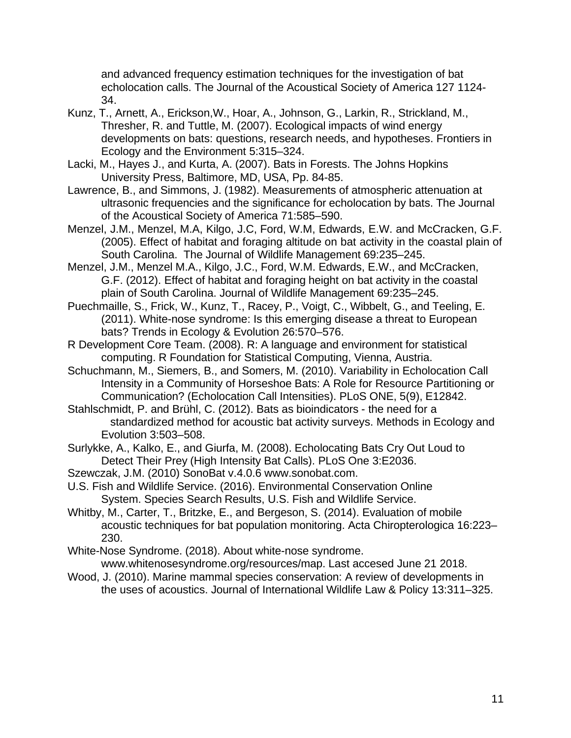and advanced frequency estimation techniques for the investigation of bat echolocation calls. The Journal of the Acoustical Society of America 127 1124-34.

Kunz, T., Arnett, A., Erickson,W., Hoar, A., Johnson, G., Larkin, R., Strickland, M., Thresher, R. and Tuttle, M. (2007). Ecological impacts of wind energy developments on bats: questions, research needs, and hypotheses. Frontiers in Ecology and the Environment 5:315–324.

Lacki, M., Hayes J., and Kurta, A. (2007). Bats in Forests. The Johns Hopkins University Press, Baltimore, MD, USA, Pp. 84-85.

Lawrence, B., and Simmons, J. (1982). Measurements of atmospheric attenuation at ultrasonic frequencies and the significance for echolocation by bats. The Journal of the Acoustical Society of America 71:585–590.

Menzel, J.M., Menzel, M.A, Kilgo, J.C, Ford, W.M, Edwards, E.W. and McCracken, G.F. (2005). Effect of habitat and foraging altitude on bat activity in the coastal plain of South Carolina. The Journal of Wildlife Management 69:235–245.

Menzel, J.M., Menzel M.A., Kilgo, J.C., Ford, W.M. Edwards, E.W., and McCracken, G.F. (2012). Effect of habitat and foraging height on bat activity in the coastal plain of South Carolina. Journal of Wildlife Management 69:235–245.

Puechmaille, S., Frick, W., Kunz, T., Racey, P., Voigt, C., Wibbelt, G., and Teeling, E. (2011). White-nose syndrome: Is this emerging disease a threat to European bats? Trends in Ecology & Evolution 26:570–576.

R Development Core Team. (2008). R: A language and environment for statistical computing. R Foundation for Statistical Computing, Vienna, Austria.

Schuchmann, M., Siemers, B., and Somers, M. (2010). Variability in Echolocation Call Intensity in a Community of Horseshoe Bats: A Role for Resource Partitioning or Communication? (Echolocation Call Intensities). PLoS ONE, 5(9), E12842.

Stahlschmidt, P. and Brühl, C. (2012). Bats as bioindicators - the need for a standardized method for acoustic bat activity surveys. Methods in Ecology and Evolution 3:503–508.

Surlykke, A., Kalko, E., and Giurfa, M. (2008). Echolocating Bats Cry Out Loud to Detect Their Prey (High Intensity Bat Calls). PLoS One 3:E2036.

Szewczak, J.M. (2010) SonoBat v.4.0.6 www.sonobat.com.

U.S. Fish and Wildlife Service. (2016). Environmental Conservation Online System. Species Search Results, U.S. Fish and Wildlife Service.

Whitby, M., Carter, T., Britzke, E., and Bergeson, S. (2014). Evaluation of mobile acoustic techniques for bat population monitoring. Acta Chiropterologica 16:223–230.

White-Nose Syndrome. (2018). About white-nose syndrome. www.whitenosesyndrome.org/resources/map. Last accesed June 21 2018.

Wood, J. (2010). Marine mammal species conservation: A review of developments in the uses of acoustics. Journal of International Wildlife Law & Policy 13:311–325.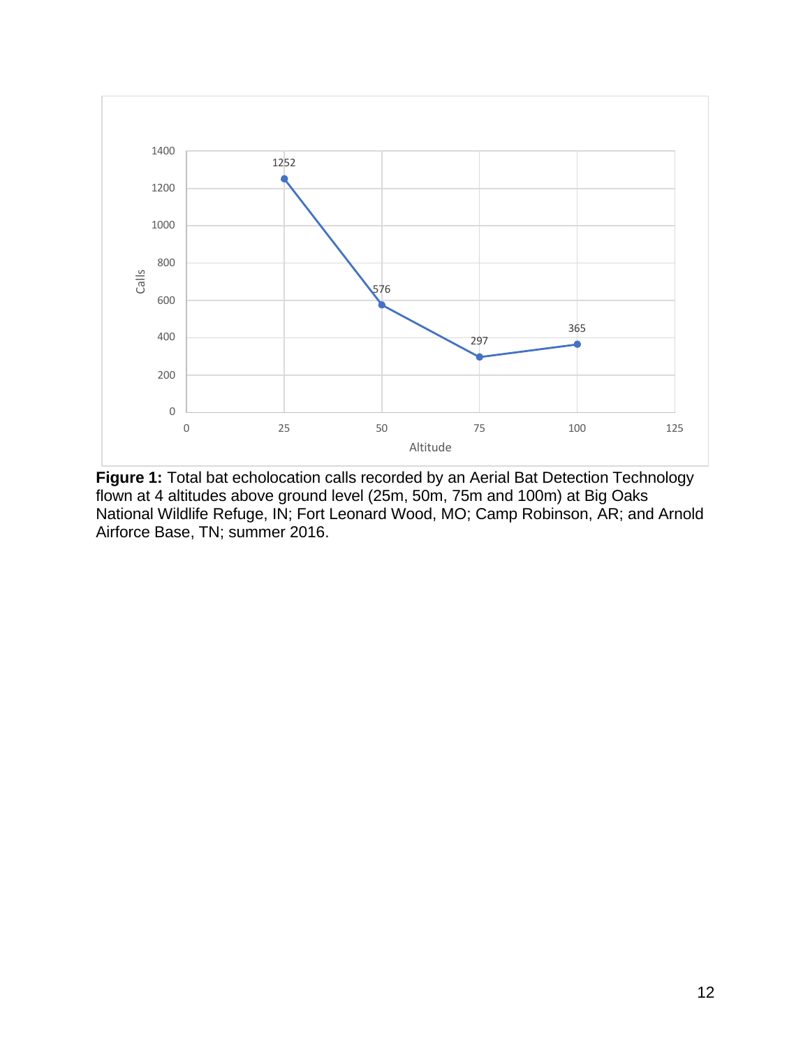**Figure 1:** Total bat echolocation calls recorded by an Aerial Bat Detection Technology flown at 4 altitudes above ground level (25m, 50m, 75m and 100m) at Big Oaks National Wildlife Refuge, IN; Fort Leonard Wood, MO; Camp Robinson, AR; and Arnold Airforce Base, TN; summer 2016.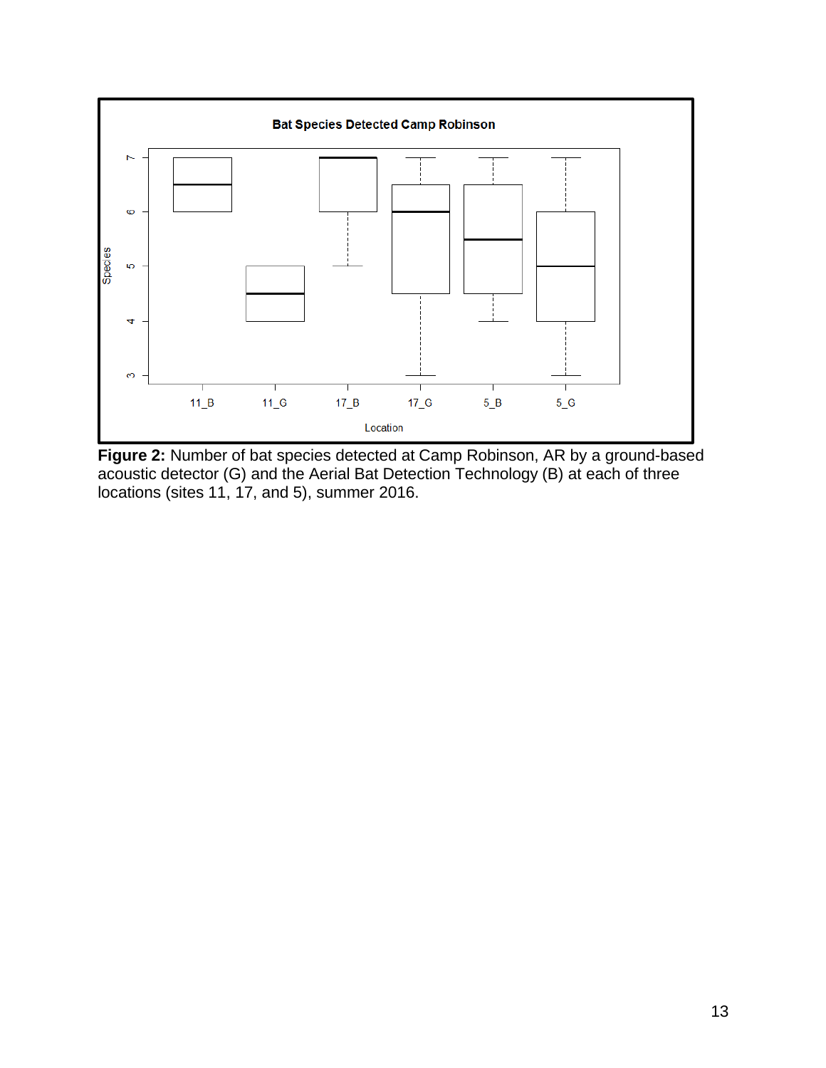**Figure 2:** Number of bat species detected at Camp Robinson, AR by a ground-based acoustic detector (G) and the Aerial Bat Detection Technology (B) at each of three locations (sites 11, 17, and 5), summer 2016.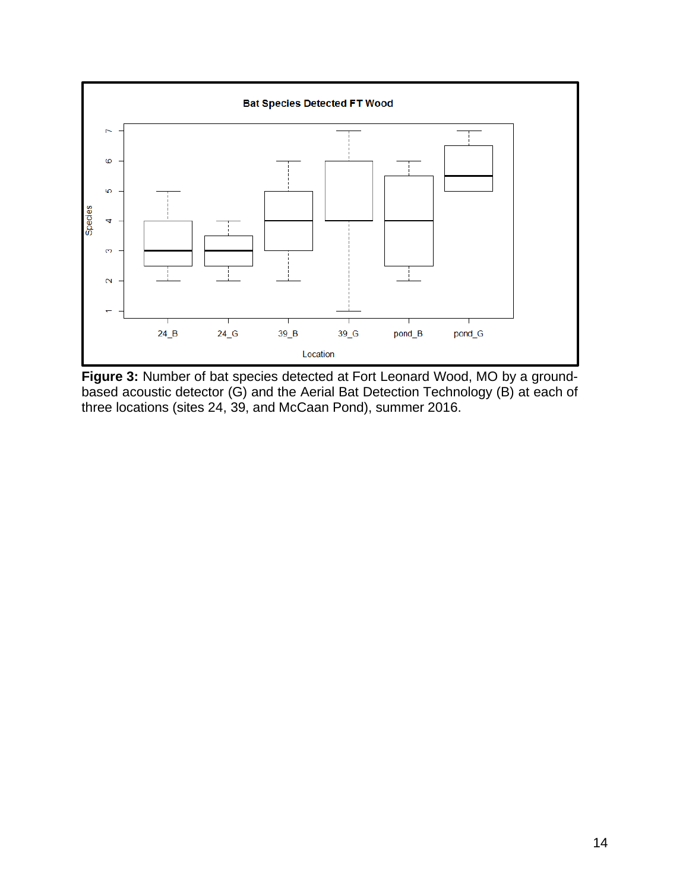**Figure 3:** Number of bat species detected at Fort Leonard Wood, MO by a ground-based acoustic detector (G) and the Aerial Bat Detection Technology (B) at each of three locations (sites 24, 39, and McCaan Pond), summer 2016.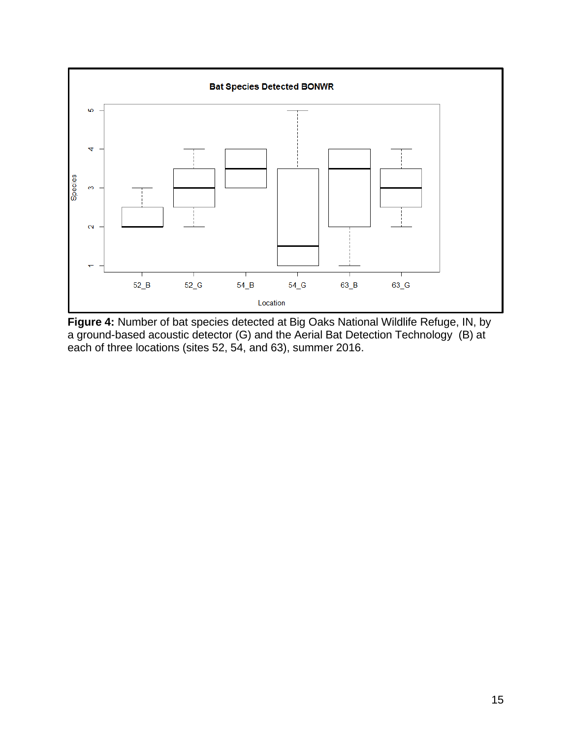**Figure 4:** Number of bat species detected at Big Oaks National Wildlife Refuge, IN, by a ground-based acoustic detector (G) and the Aerial Bat Detection Technology (B) at each of three locations (sites 52, 54, and 63), summer 2016.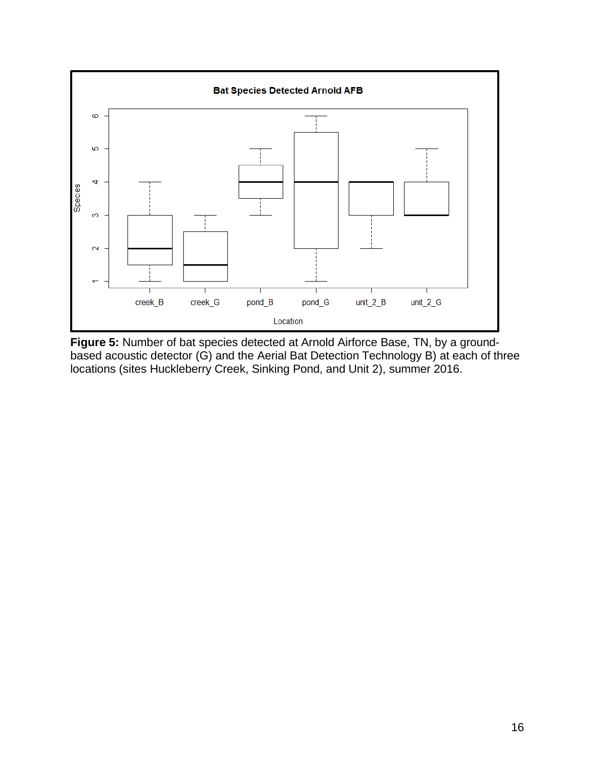**Figure 5:** Number of bat species detected at Arnold Airforce Base, TN, by a ground-based acoustic detector (G) and the Aerial Bat Detection Technology B) at each of three locations (sites Huckleberry Creek, Sinking Pond, and Unit 2), summer 2016.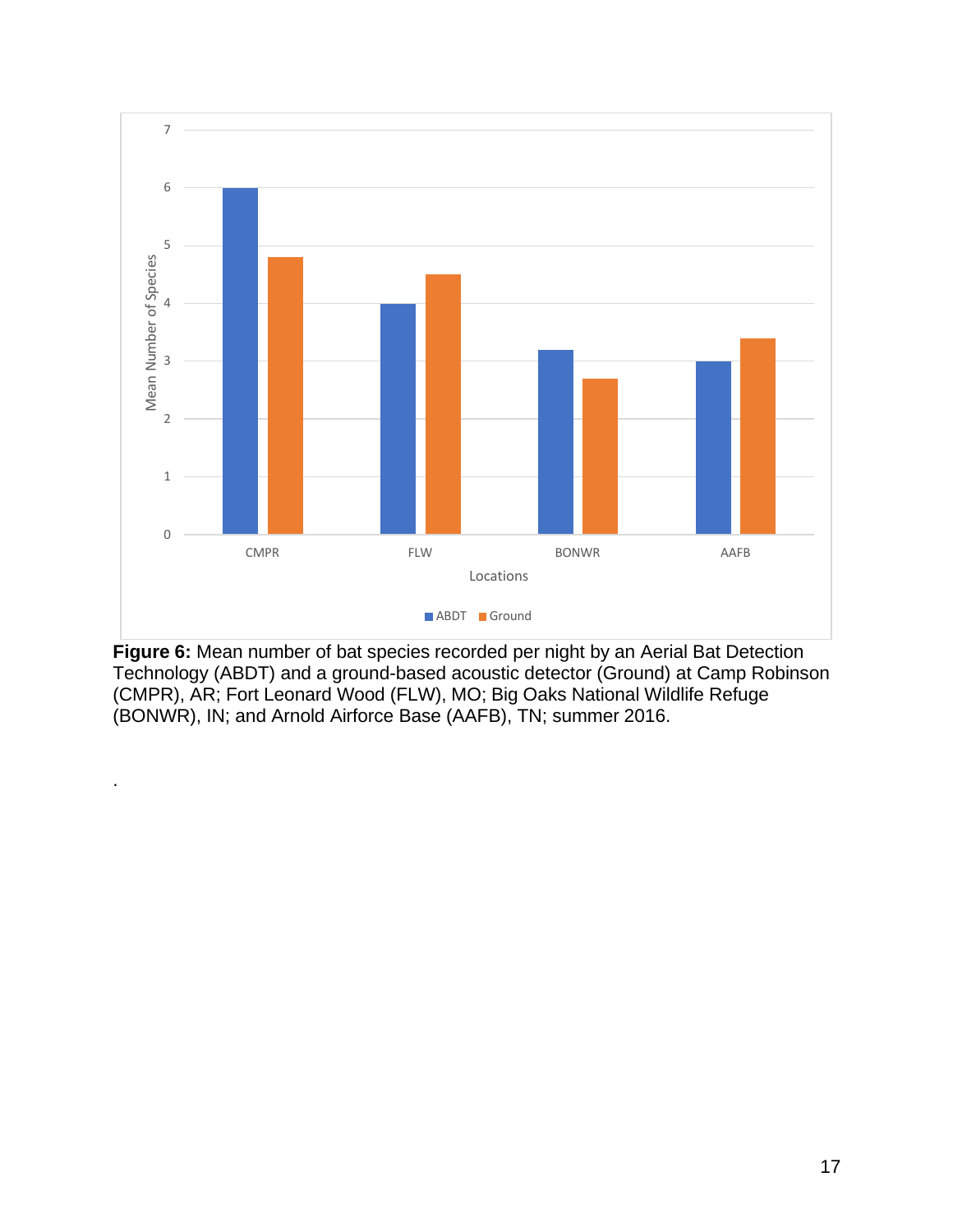**Figure 6:** Mean number of bat species recorded per night by an Aerial Bat Detection Technology (ABDT) and a ground-based acoustic detector (Ground) at Camp Robinson (CMPR), AR; Fort Leonard Wood (FLW), MO; Big Oaks National Wildlife Refuge (BONWR), IN; and Arnold Airforce Base (AAFB), TN; summer 2016.

.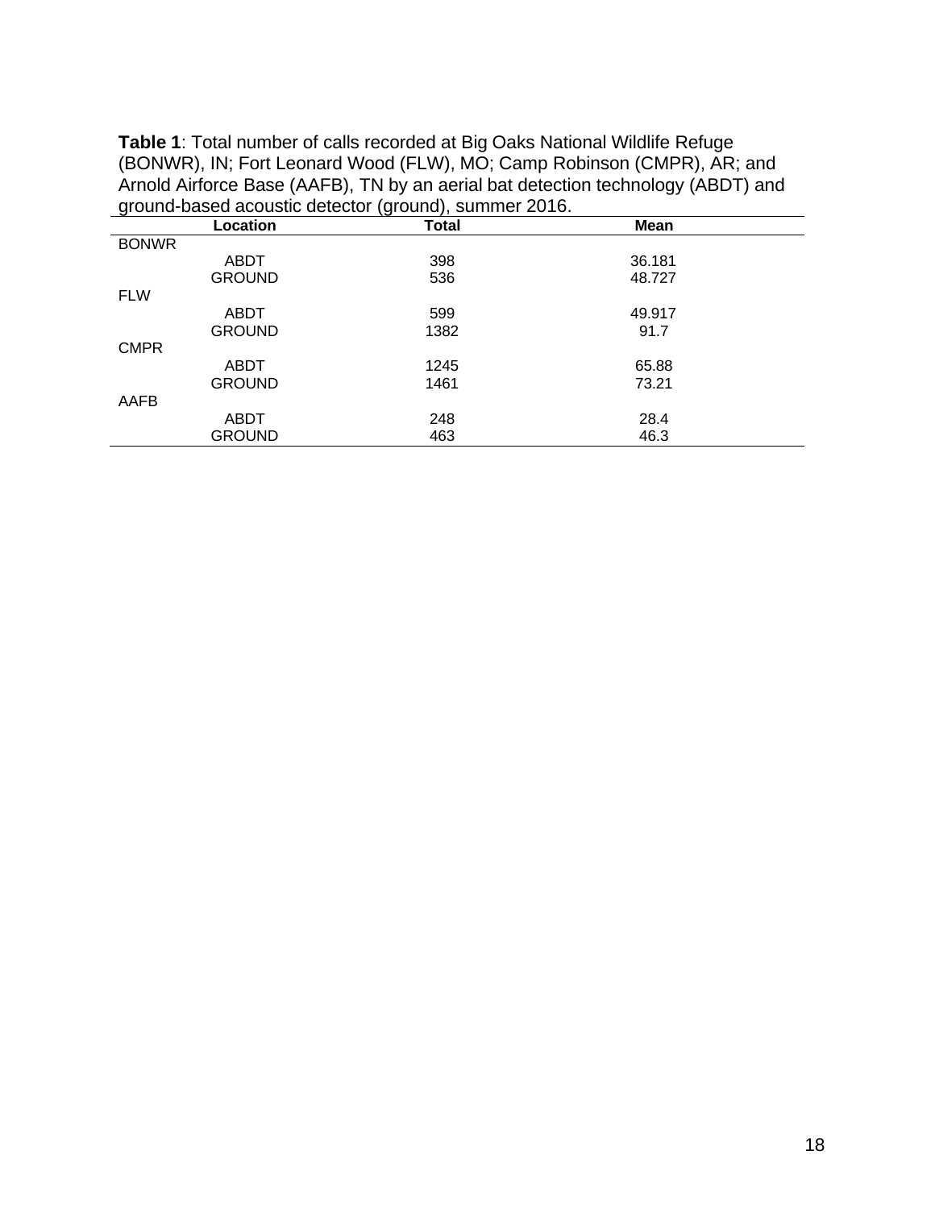**Table 1**: Total number of calls recorded at Big Oaks National Wildlife Refuge (BONWR), IN; Fort Leonard Wood (FLW), MO; Camp Robinson (CMPR), AR; and Arnold Airforce Base (AAFB), TN by an aerial bat detection technology (ABDT) and ground-based acoustic detector (ground), summer 2016.

| Location | Total | Mean |
|---|---|---|
| BONWR | | |
| ABDT | 398 | 36.181 |
| GROUND | 536 | 48.727 |
| FLW | | |
| ABDT | 599 | 49.917 |
| GROUND | 1382 | 91.7 |
| CMPR | | |
| ABDT | 1245 | 65.88 |
| GROUND | 1461 | 73.21 |
| AAFB | | |
| ABDT | 248 | 28.4 |
| GROUND | 463 | 46.3 |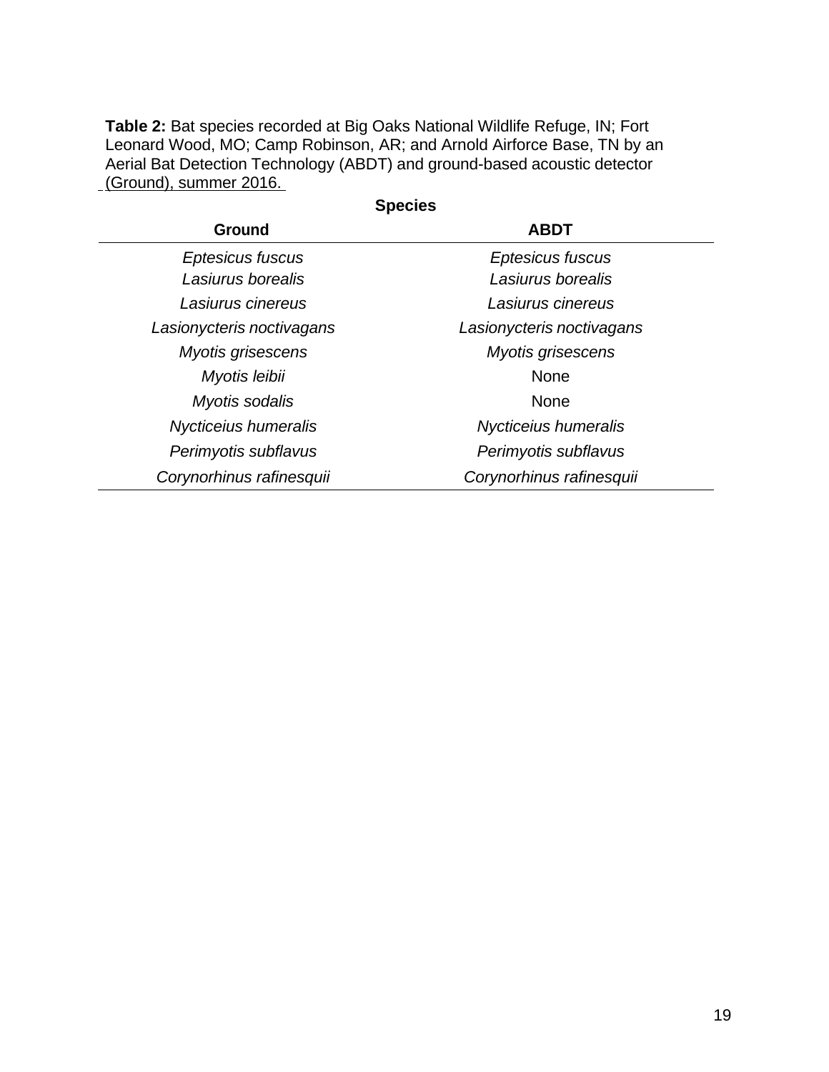**Table 2:** Bat species recorded at Big Oaks National Wildlife Refuge, IN; Fort Leonard Wood, MO; Camp Robinson, AR; and Arnold Airforce Base, TN by an Aerial Bat Detection Technology (ABDT) and ground-based acoustic detector (Ground), summer 2016.

| Species | |
|---|---|
| **Ground** | **ABDT** |
| *Eptesicus fuscus* | *Eptesicus fuscus* |
| *Lasiurus borealis* | *Lasiurus borealis* |
| *Lasiurus cinereus* | *Lasiurus cinereus* |
| *Lasionycteris noctivagans* | *Lasionycteris noctivagans* |
| *Myotis grisescens* | *Myotis grisescens* |
| *Myotis leibii* | None |
| *Myotis sodalis* | None |
| *Nycticeius humeralis* | *Nycticeius humeralis* |
| *Perimyotis subflavus* | *Perimyotis subflavus* |
| *Corynorhinus rafinesquii* | *Corynorhinus rafinesquii* |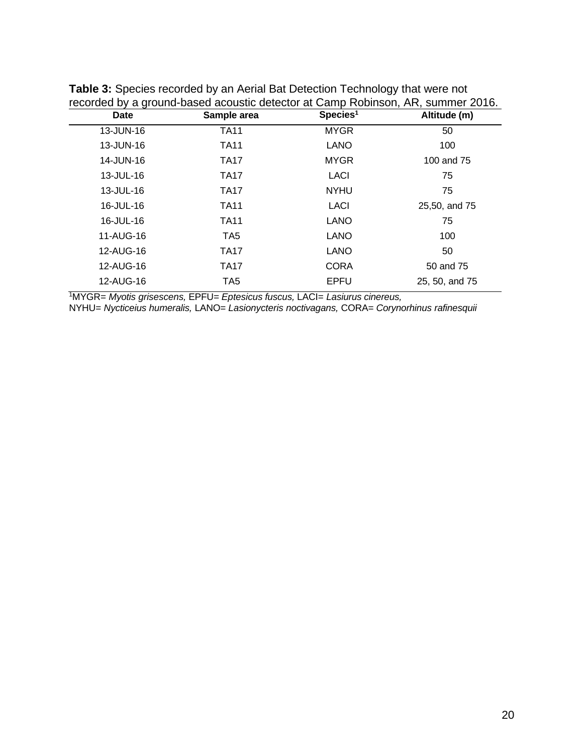**Table 3:** Species recorded by an Aerial Bat Detection Technology that were not recorded by a ground-based acoustic detector at Camp Robinson, AR, summer 2016.

| Date | Sample area | Species[1] | Altitude (m) |
|---|---|---|---|
| 13-JUN-16 | TA11 | MYGR | 50 |
| 13-JUN-16 | TA11 | LANO | 100 |
| 14-JUN-16 | TA17 | MYGR | 100 and 75 |
| 13-JUL-16 | TA17 | LACI | 75 |
| 13-JUL-16 | TA17 | NYHU | 75 |
| 16-JUL-16 | TA11 | LACI | 25,50, and 75 |
| 16-JUL-16 | TA11 | LANO | 75 |
| 11-AUG-16 | TA5 | LANO | 100 |
| 12-AUG-16 | TA17 | LANO | 50 |
| 12-AUG-16 | TA17 | CORA | 50 and 75 |
| 12-AUG-16 | TA5 | EPFU | 25, 50, and 75 |

[1]MYGR= *Myotis grisescens,* EPFU= *Eptesicus fuscus,* LACI= *Lasiurus cinereus,* NYHU= *Nycticeius humeralis,* LANO= *Lasionycteris noctivagans,* CORA= *Corynorhinus rafinesquii*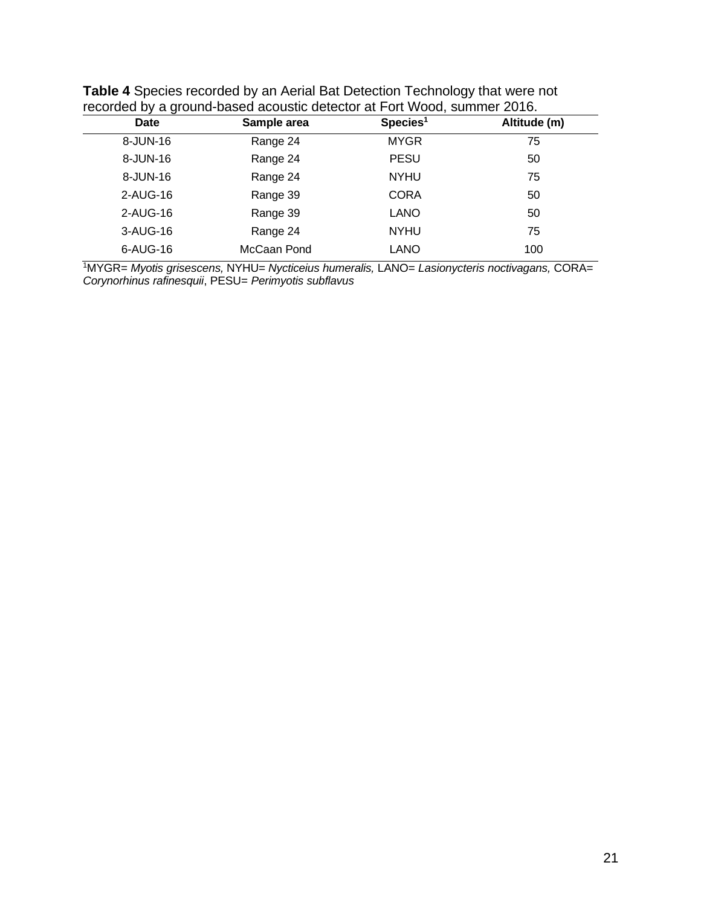**Table 4** Species recorded by an Aerial Bat Detection Technology that were not recorded by a ground-based acoustic detector at Fort Wood, summer 2016.

| Date | Sample area | Species[1] | Altitude (m) |
|---|---|---|---|
| 8-JUN-16 | Range 24 | MYGR | 75 |
| 8-JUN-16 | Range 24 | PESU | 50 |
| 8-JUN-16 | Range 24 | NYHU | 75 |
| 2-AUG-16 | Range 39 | CORA | 50 |
| 2-AUG-16 | Range 39 | LANO | 50 |
| 3-AUG-16 | Range 24 | NYHU | 75 |
| 6-AUG-16 | McCaan Pond | LANO | 100 |

[1]MYGR= *Myotis grisescens,* NYHU= *Nycticeius humeralis,* LANO= *Lasionycteris noctivagans,* CORA= *Corynorhinus rafinesquii*, PESU= *Perimyotis subflavus*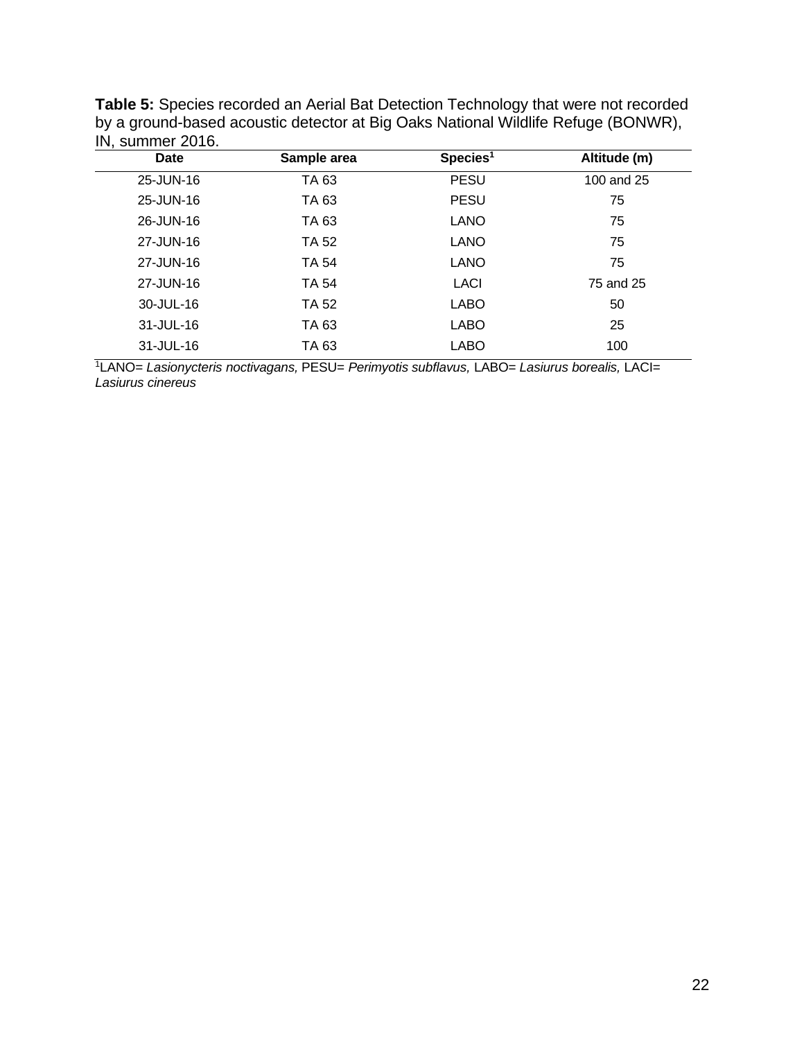**Table 5:** Species recorded an Aerial Bat Detection Technology that were not recorded by a ground-based acoustic detector at Big Oaks National Wildlife Refuge (BONWR), IN, summer 2016.

| Date | Sample area | Species[1] | Altitude (m) |
|---|---|---|---|
| 25-JUN-16 | TA 63 | PESU | 100 and 25 |
| 25-JUN-16 | TA 63 | PESU | 75 |
| 26-JUN-16 | TA 63 | LANO | 75 |
| 27-JUN-16 | TA 52 | LANO | 75 |
| 27-JUN-16 | TA 54 | LANO | 75 |
| 27-JUN-16 | TA 54 | LACI | 75 and 25 |
| 30-JUL-16 | TA 52 | LABO | 50 |
| 31-JUL-16 | TA 63 | LABO | 25 |
| 31-JUL-16 | TA 63 | LABO | 100 |

[1]LANO= *Lasionycteris noctivagans,* PESU= *Perimyotis subflavus,* LABO= *Lasiurus borealis,* LACI= *Lasiurus cinereus*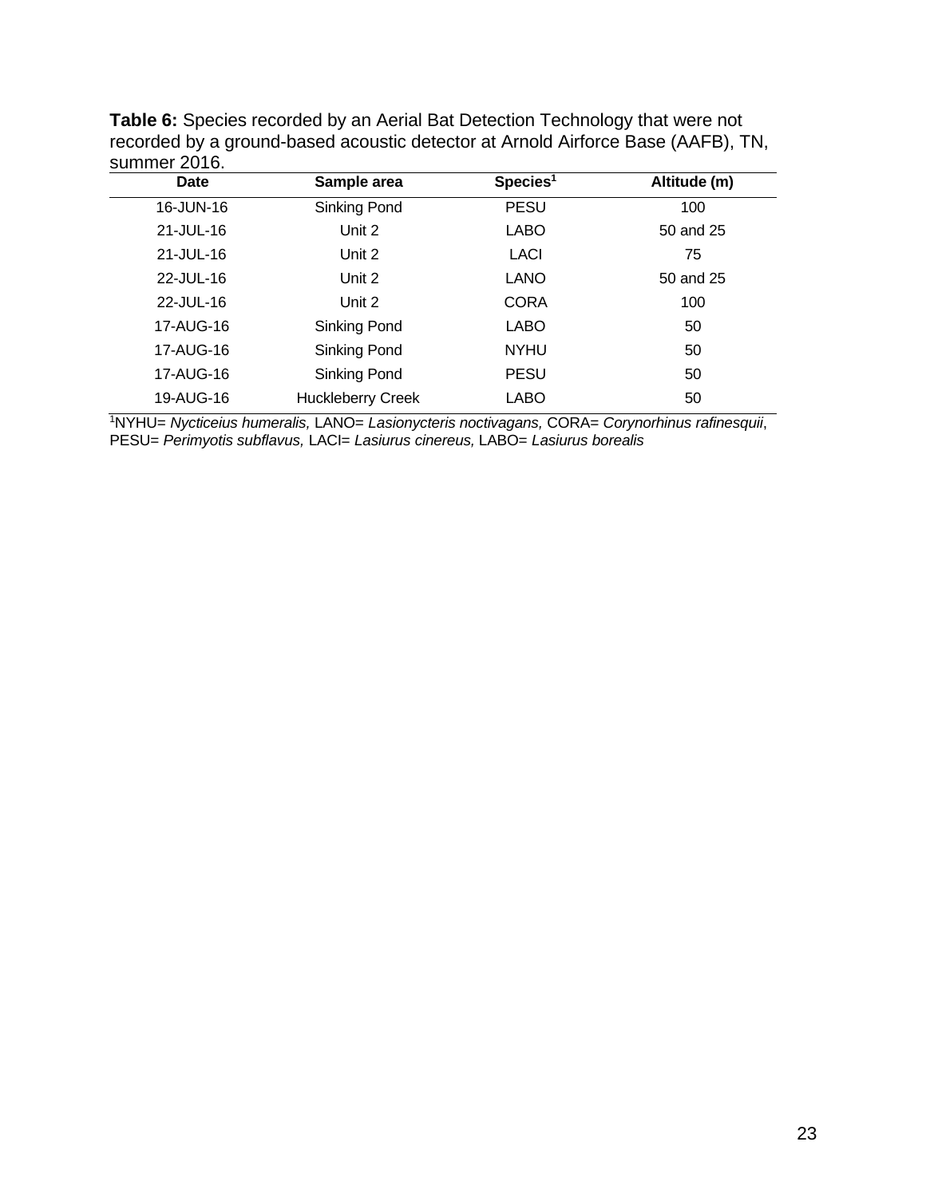**Table 6:** Species recorded by an Aerial Bat Detection Technology that were not recorded by a ground-based acoustic detector at Arnold Airforce Base (AAFB), TN, summer 2016.

| Date | Sample area | Species[1] | Altitude (m) |
|---|---|---|---|
| 16-JUN-16 | Sinking Pond | PESU | 100 |
| 21-JUL-16 | Unit 2 | LABO | 50 and 25 |
| 21-JUL-16 | Unit 2 | LACI | 75 |
| 22-JUL-16 | Unit 2 | LANO | 50 and 25 |
| 22-JUL-16 | Unit 2 | CORA | 100 |
| 17-AUG-16 | Sinking Pond | LABO | 50 |
| 17-AUG-16 | Sinking Pond | NYHU | 50 |
| 17-AUG-16 | Sinking Pond | PESU | 50 |
| 19-AUG-16 | Huckleberry Creek | LABO | 50 |

[1]NYHU= *Nycticeius humeralis,* LANO= *Lasionycteris noctivagans,* CORA= *Corynorhinus rafinesquii*, PESU= *Perimyotis subflavus,* LACI= *Lasiurus cinereus,* LABO= *Lasiurus borealis*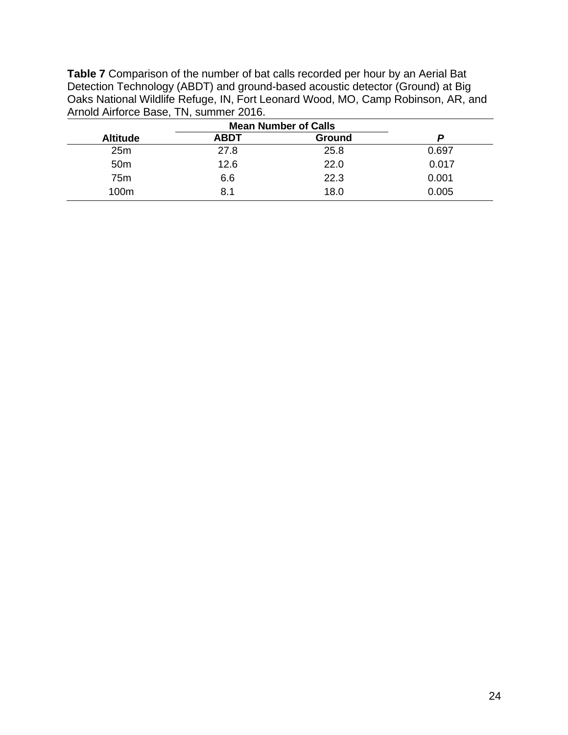**Table 7** Comparison of the number of bat calls recorded per hour by an Aerial Bat Detection Technology (ABDT) and ground-based acoustic detector (Ground) at Big Oaks National Wildlife Refuge, IN, Fort Leonard Wood, MO, Camp Robinson, AR, and Arnold Airforce Base, TN, summer 2016.

| | Mean Number of Calls | | |
|---|---|---|---|
| **Altitude** | **ABDT** | **Ground** | ***P*** |
| 25m | 27.8 | 25.8 | 0.697 |
| 50m | 12.6 | 22.0 | 0.017 |
| 75m | 6.6 | 22.3 | 0.001 |
| 100m | 8.1 | 18.0 | 0.005 |